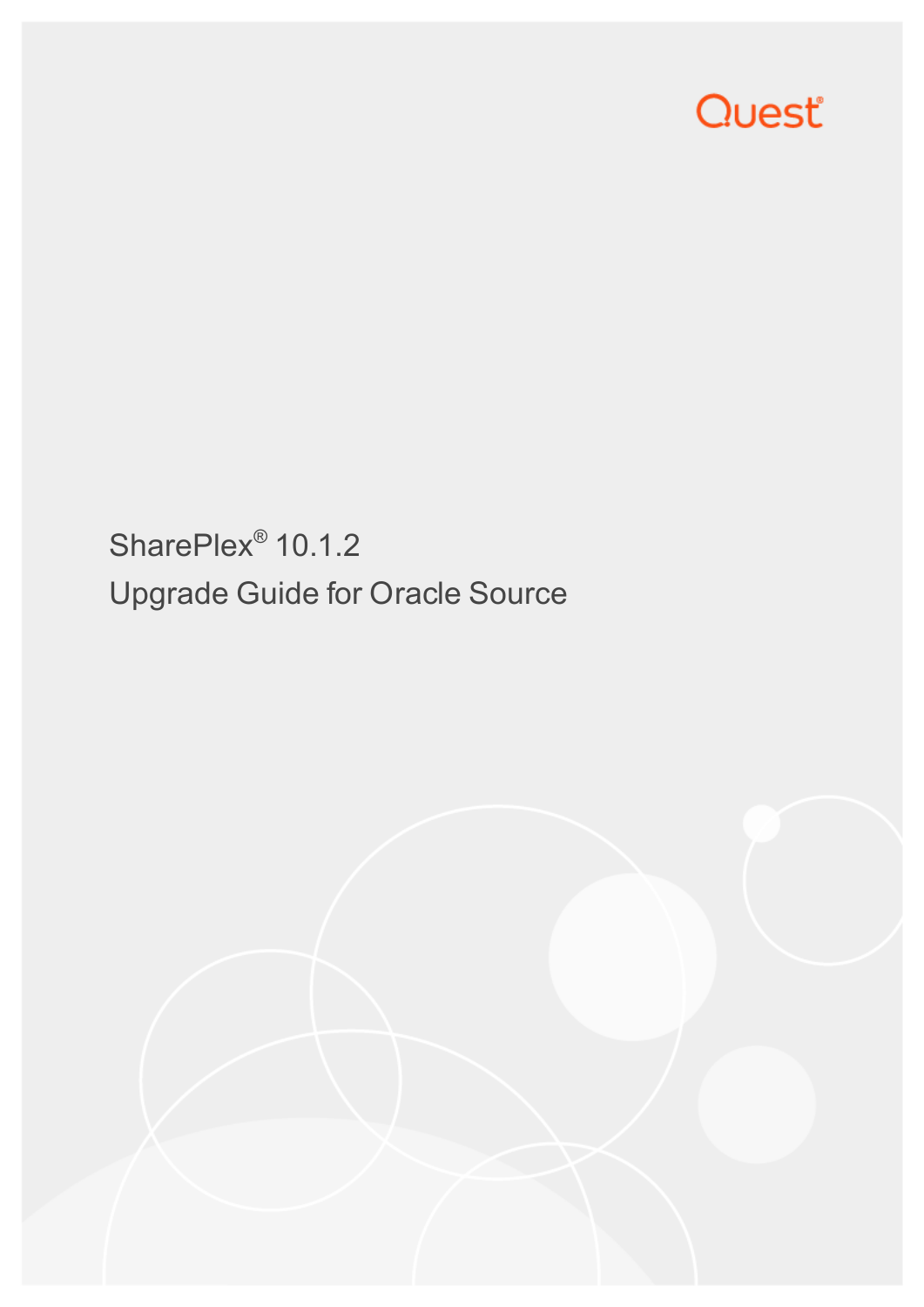Quest®

# SharePlex® 10.1.2

## Upgrade Guide for Oracle Source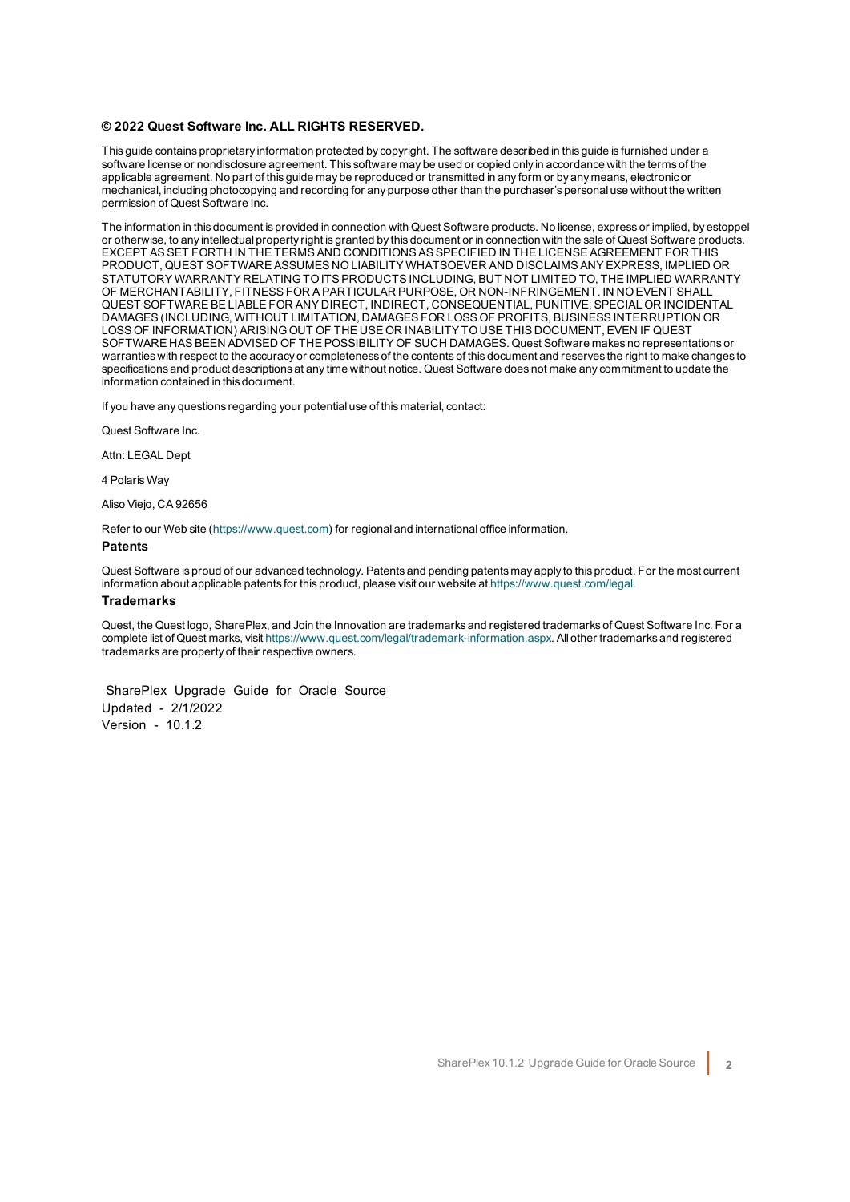**© 2022 Quest Software Inc. ALL RIGHTS RESERVED.**

This guide contains proprietary information protected by copyright. The software described in this guide is furnished under a software license or nondisclosure agreement. This software may be used or copied only in accordance with the terms of the applicable agreement. No part of this guide may be reproduced or transmitted in any form or by any means, electronic or mechanical, including photocopying and recording for any purpose other than the purchaser's personal use without the written permission of Quest Software Inc.

The information in this document is provided in connection with Quest Software products. No license, express or implied, by estoppel or otherwise, to any intellectual property right is granted by this document or in connection with the sale of Quest Software products. EXCEPT AS SET FORTH IN THE TERMS AND CONDITIONS AS SPECIFIED IN THE LICENSE AGREEMENT FOR THIS PRODUCT, QUEST SOFTWARE ASSUMES NO LIABILITY WHATSOEVER AND DISCLAIMS ANY EXPRESS, IMPLIED OR STATUTORY WARRANTY RELATING TO ITS PRODUCTS INCLUDING, BUT NOT LIMITED TO, THE IMPLIED WARRANTY OF MERCHANTABILITY, FITNESS FOR A PARTICULAR PURPOSE, OR NON-INFRINGEMENT. IN NO EVENT SHALL QUEST SOFTWARE BE LIABLE FOR ANY DIRECT, INDIRECT, CONSEQUENTIAL, PUNITIVE, SPECIAL OR INCIDENTAL DAMAGES (INCLUDING, WITHOUT LIMITATION, DAMAGES FOR LOSS OF PROFITS, BUSINESS INTERRUPTION OR LOSS OF INFORMATION) ARISING OUT OF THE USE OR INABILITY TO USE THIS DOCUMENT, EVEN IF QUEST SOFTWARE HAS BEEN ADVISED OF THE POSSIBILITY OF SUCH DAMAGES. Quest Software makes no representations or warranties with respect to the accuracy or completeness of the contents of this document and reserves the right to make changes to specifications and product descriptions at any time without notice. Quest Software does not make any commitment to update the information contained in this document.

If you have any questions regarding your potential use of this material, contact:

Quest Software Inc.

Attn: LEGAL Dept

4 Polaris Way

Aliso Viejo, CA 92656

Refer to our Web site (https://www.quest.com) for regional and international office information.

### Patents

Quest Software is proud of our advanced technology. Patents and pending patents may apply to this product. For the most current information about applicable patents for this product, please visit our website at https://www.quest.com/legal.

### Trademarks

Quest, the Quest logo, SharePlex, and Join the Innovation are trademarks and registered trademarks of Quest Software Inc. For a complete list of Quest marks, visit https://www.quest.com/legal/trademark-information.aspx. All other trademarks and registered trademarks are property of their respective owners.

SharePlex Upgrade Guide for Oracle Source
Updated - 2/1/2022
Version - 10.1.2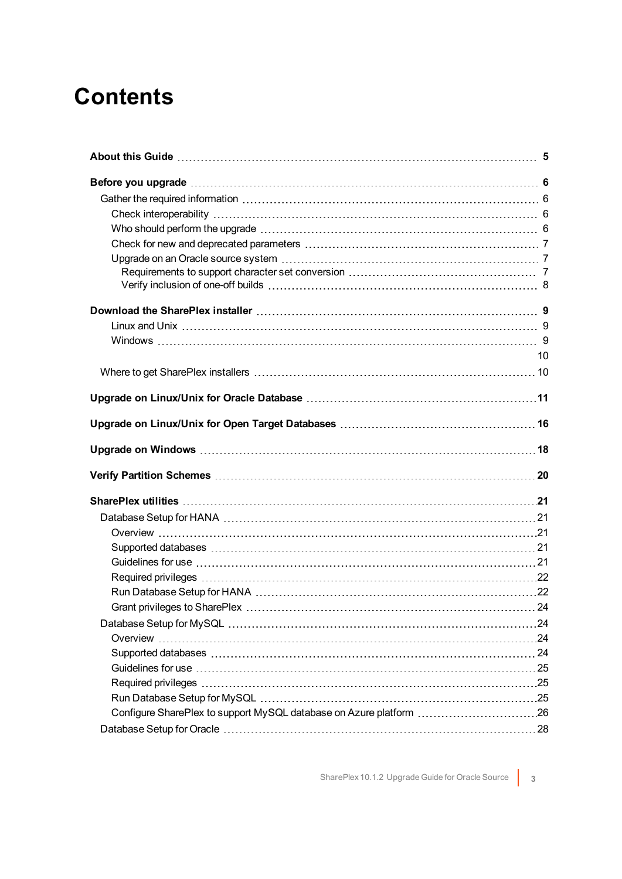# Contents

**About this Guide** 5

**Before you upgrade** 6

- Gather the required information 6
  - Check interoperability 6
  - Who should perform the upgrade 6
  - Check for new and deprecated parameters 7
  - Upgrade on an Oracle source system 7
    - Requirements to support character set conversion 7
    - Verify inclusion of one-off builds 8

**Download the SharePlex installer** 9

- Linux and Unix 9
- Windows 9
- 10
- Where to get SharePlex installers 10

**Upgrade on Linux/Unix for Oracle Database** 11

**Upgrade on Linux/Unix for Open Target Databases** 16

**Upgrade on Windows** 18

**Verify Partition Schemes** 20

**SharePlex utilities** 21

- Database Setup for HANA 21
  - Overview 21
  - Supported databases 21
  - Guidelines for use 21
  - Required privileges 22
  - Run Database Setup for HANA 22
  - Grant privileges to SharePlex 24
- Database Setup for MySQL 24
  - Overview 24
  - Supported databases 24
  - Guidelines for use 25
  - Required privileges 25
  - Run Database Setup for MySQL 25
  - Configure SharePlex to support MySQL database on Azure platform 26
- Database Setup for Oracle 28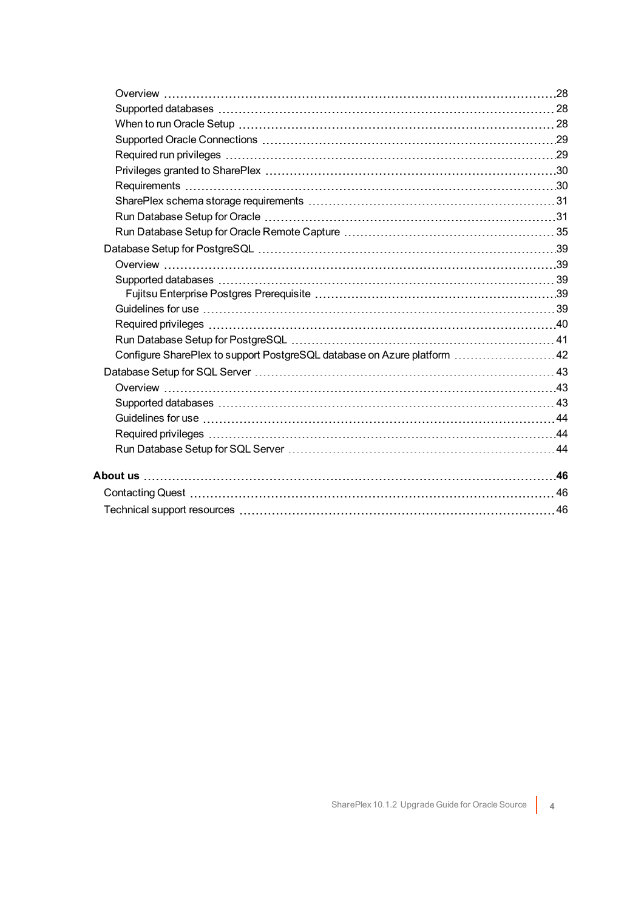- Overview ..... 28
- Supported databases ..... 28
- When to run Oracle Setup ..... 28
- Supported Oracle Connections ..... 29
- Required run privileges ..... 29
- Privileges granted to SharePlex ..... 30
- Requirements ..... 30
- SharePlex schema storage requirements ..... 31
- Run Database Setup for Oracle ..... 31
- Run Database Setup for Oracle Remote Capture ..... 35

Database Setup for PostgreSQL ..... 39

- Overview ..... 39
- Supported databases ..... 39
  - Fujitsu Enterprise Postgres Prerequisite ..... 39
- Guidelines for use ..... 39
- Required privileges ..... 40
- Run Database Setup for PostgreSQL ..... 41
- Configure SharePlex to support PostgreSQL database on Azure platform ..... 42

Database Setup for SQL Server ..... 43

- Overview ..... 43
- Supported databases ..... 43
- Guidelines for use ..... 44
- Required privileges ..... 44
- Run Database Setup for SQL Server ..... 44

**About us ..... 46**

Contacting Quest ..... 46

Technical support resources ..... 46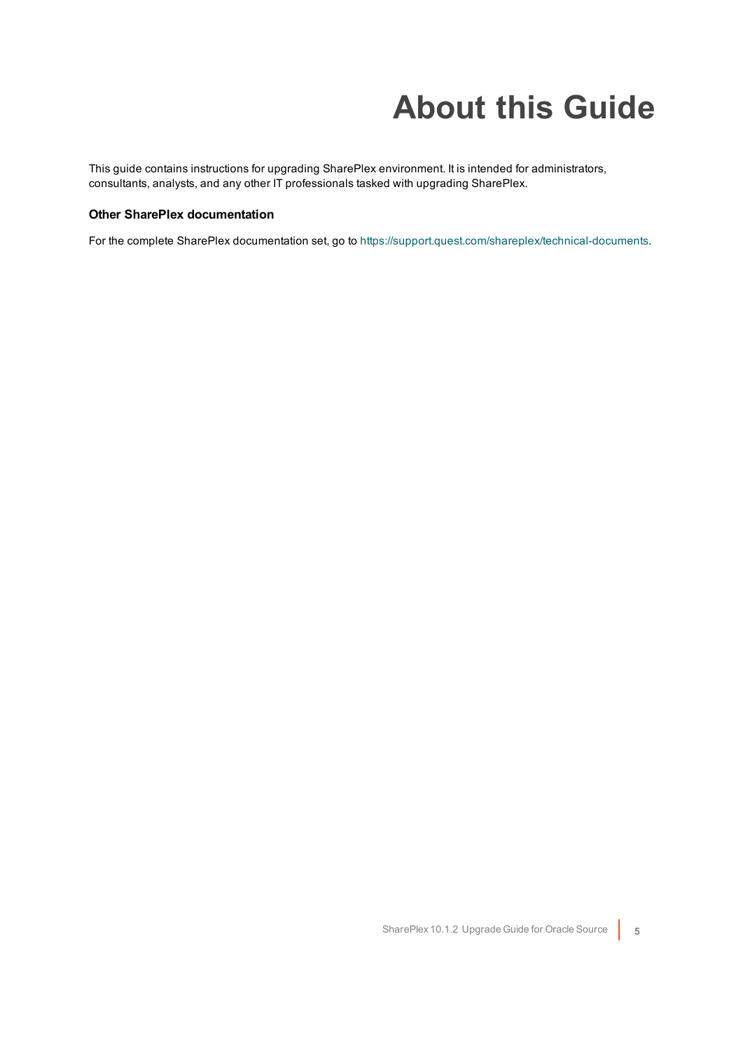# About this Guide

This guide contains instructions for upgrading SharePlex environment. It is intended for administrators, consultants, analysts, and any other IT professionals tasked with upgrading SharePlex.

### Other SharePlex documentation

For the complete SharePlex documentation set, go to https://support.quest.com/shareplex/technical-documents.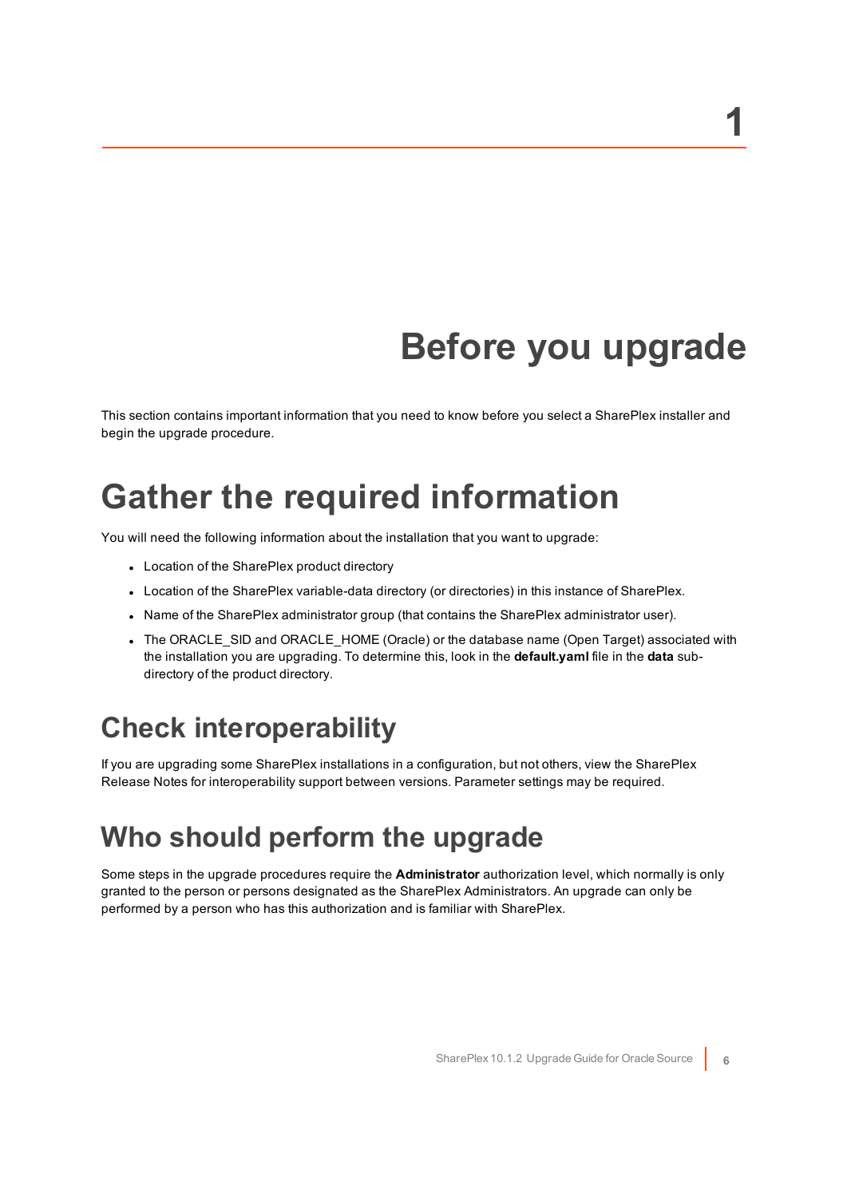# 1

# Before you upgrade

This section contains important information that you need to know before you select a SharePlex installer and begin the upgrade procedure.

## Gather the required information

You will need the following information about the installation that you want to upgrade:

- Location of the SharePlex product directory
- Location of the SharePlex variable-data directory (or directories) in this instance of SharePlex.
- Name of the SharePlex administrator group (that contains the SharePlex administrator user).
- The ORACLE_SID and ORACLE_HOME (Oracle) or the database name (Open Target) associated with the installation you are upgrading. To determine this, look in the **default.yaml** file in the **data** sub-directory of the product directory.

### Check interoperability

If you are upgrading some SharePlex installations in a configuration, but not others, view the SharePlex Release Notes for interoperability support between versions. Parameter settings may be required.

### Who should perform the upgrade

Some steps in the upgrade procedures require the **Administrator** authorization level, which normally is only granted to the person or persons designated as the SharePlex Administrators. An upgrade can only be performed by a person who has this authorization and is familiar with SharePlex.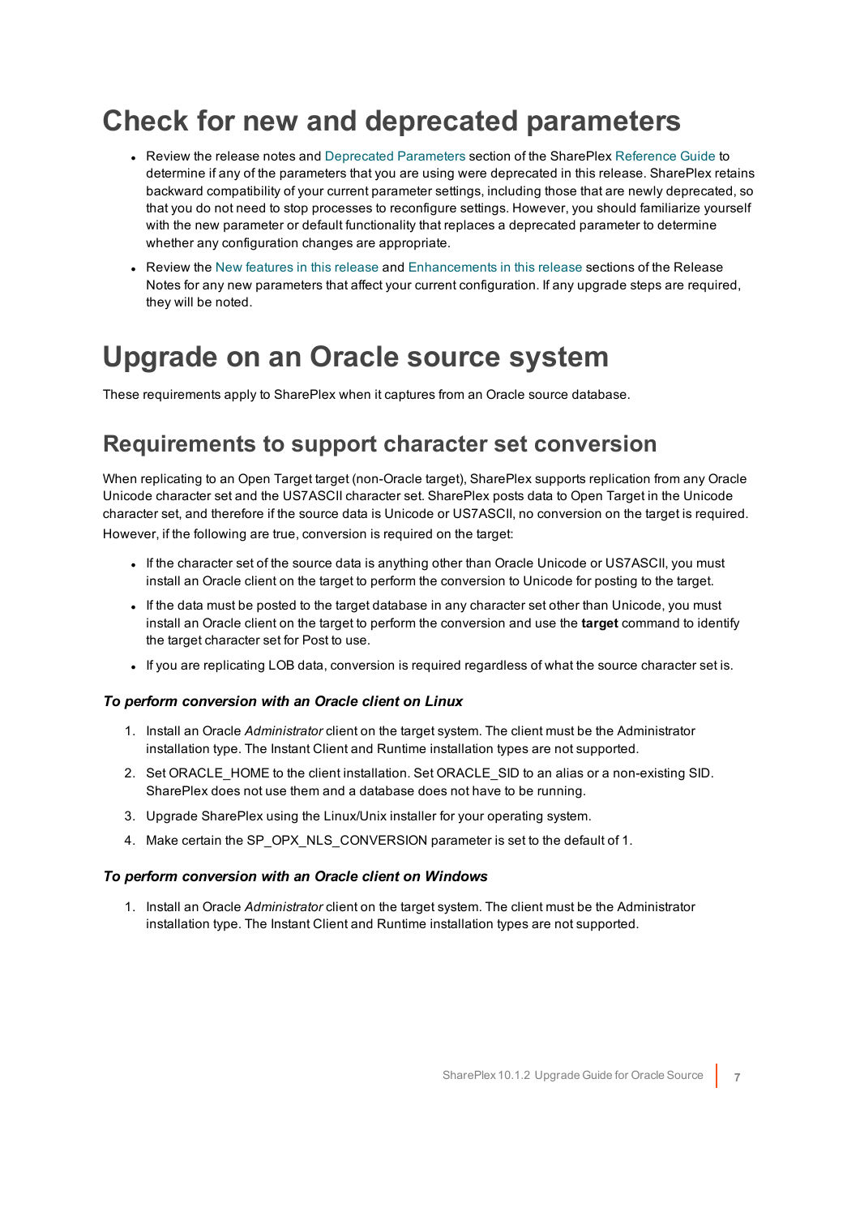# Check for new and deprecated parameters

- Review the release notes and Deprecated Parameters section of the SharePlex Reference Guide to determine if any of the parameters that you are using were deprecated in this release. SharePlex retains backward compatibility of your current parameter settings, including those that are newly deprecated, so that you do not need to stop processes to reconfigure settings. However, you should familiarize yourself with the new parameter or default functionality that replaces a deprecated parameter to determine whether any configuration changes are appropriate.
- Review the New features in this release and Enhancements in this release sections of the Release Notes for any new parameters that affect your current configuration. If any upgrade steps are required, they will be noted.

# Upgrade on an Oracle source system

These requirements apply to SharePlex when it captures from an Oracle source database.

## Requirements to support character set conversion

When replicating to an Open Target target (non-Oracle target), SharePlex supports replication from any Oracle Unicode character set and the US7ASCII character set. SharePlex posts data to Open Target in the Unicode character set, and therefore if the source data is Unicode or US7ASCII, no conversion on the target is required. However, if the following are true, conversion is required on the target:

- If the character set of the source data is anything other than Oracle Unicode or US7ASCII, you must install an Oracle client on the target to perform the conversion to Unicode for posting to the target.
- If the data must be posted to the target database in any character set other than Unicode, you must install an Oracle client on the target to perform the conversion and use the **target** command to identify the target character set for Post to use.
- If you are replicating LOB data, conversion is required regardless of what the source character set is.

#### *To perform conversion with an Oracle client on Linux*

1. Install an Oracle *Administrator* client on the target system. The client must be the Administrator installation type. The Instant Client and Runtime installation types are not supported.
2. Set ORACLE_HOME to the client installation. Set ORACLE_SID to an alias or a non-existing SID. SharePlex does not use them and a database does not have to be running.
3. Upgrade SharePlex using the Linux/Unix installer for your operating system.
4. Make certain the SP_OPX_NLS_CONVERSION parameter is set to the default of 1.

#### *To perform conversion with an Oracle client on Windows*

1. Install an Oracle *Administrator* client on the target system. The client must be the Administrator installation type. The Instant Client and Runtime installation types are not supported.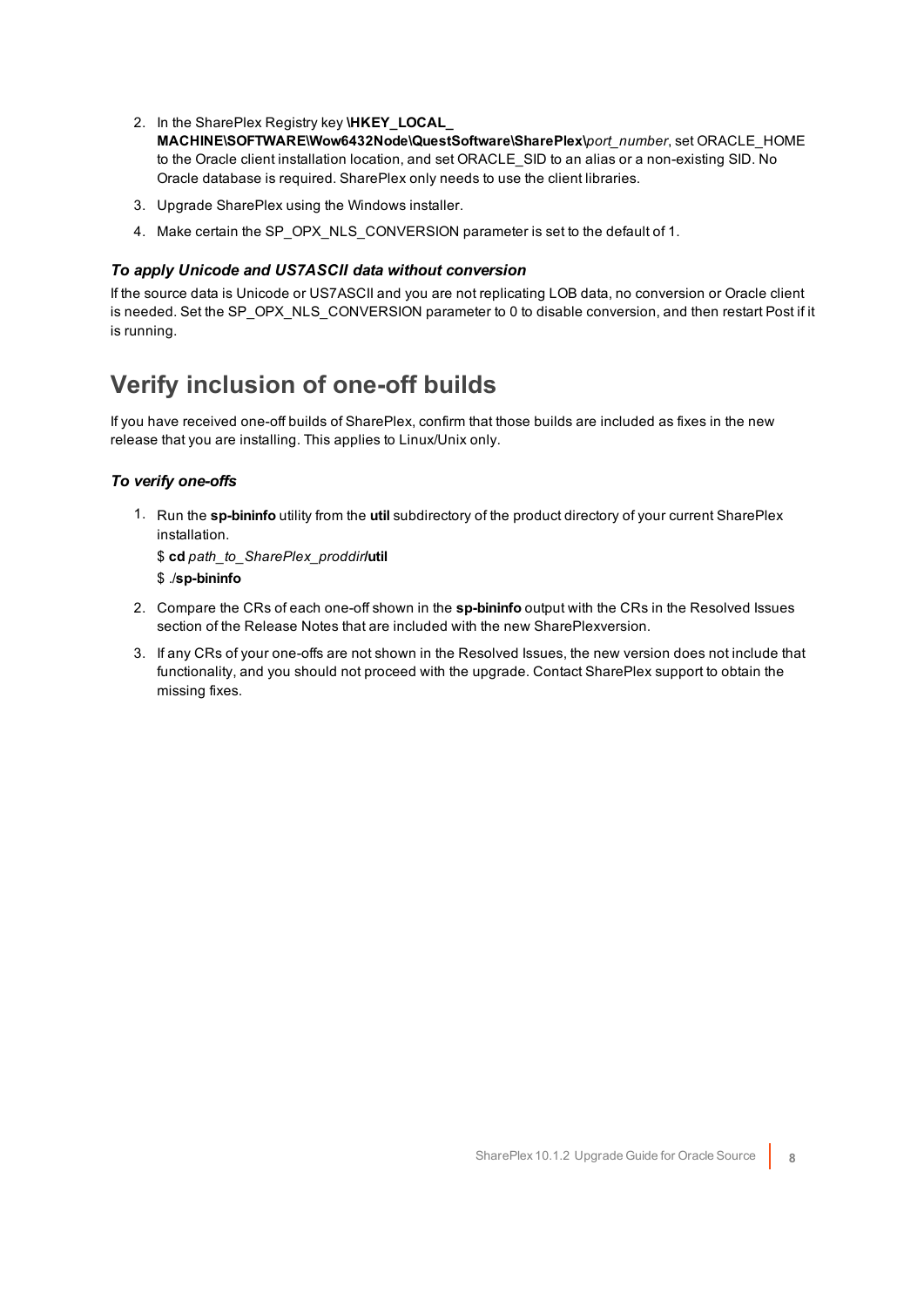2. In the SharePlex Registry key **\HKEY_LOCAL_ MACHINE\SOFTWARE\Wow6432Node\QuestSoftware\SharePlex\***port_number*, set ORACLE_HOME to the Oracle client installation location, and set ORACLE_SID to an alias or a non-existing SID. No Oracle database is required. SharePlex only needs to use the client libraries.
3. Upgrade SharePlex using the Windows installer.
4. Make certain the SP_OPX_NLS_CONVERSION parameter is set to the default of 1.

### *To apply Unicode and US7ASCII data without conversion*

If the source data is Unicode or US7ASCII and you are not replicating LOB data, no conversion or Oracle client is needed. Set the SP_OPX_NLS_CONVERSION parameter to 0 to disable conversion, and then restart Post if it is running.

## Verify inclusion of one-off builds

If you have received one-off builds of SharePlex, confirm that those builds are included as fixes in the new release that you are installing. This applies to Linux/Unix only.

### *To verify one-offs*

1. Run the **sp-bininfo** utility from the **util** subdirectory of the product directory of your current SharePlex installation.

   $ **cd** *path_to_SharePlex_proddir***/util**

   $ ./**sp-bininfo**
2. Compare the CRs of each one-off shown in the **sp-bininfo** output with the CRs in the Resolved Issues section of the Release Notes that are included with the new SharePlexversion.
3. If any CRs of your one-offs are not shown in the Resolved Issues, the new version does not include that functionality, and you should not proceed with the upgrade. Contact SharePlex support to obtain the missing fixes.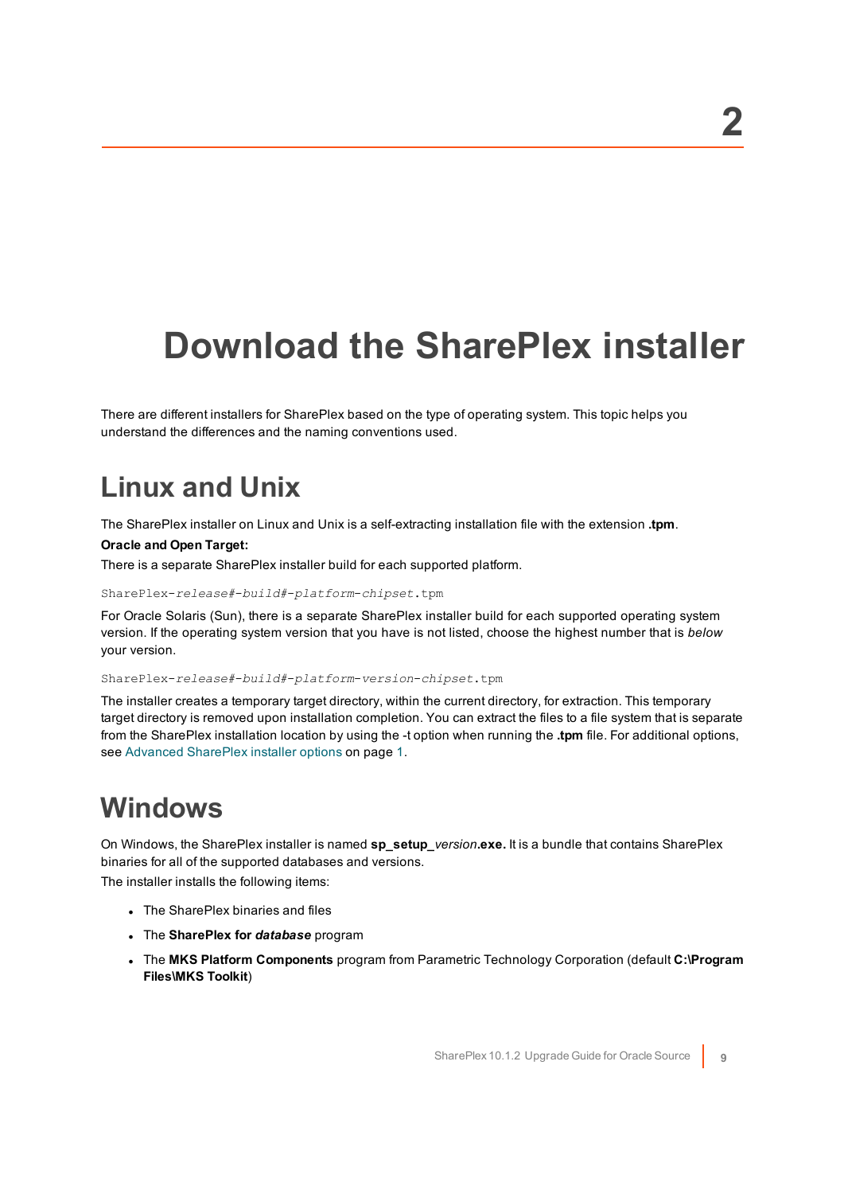# 2

# Download the SharePlex installer

There are different installers for SharePlex based on the type of operating system. This topic helps you understand the differences and the naming conventions used.

## Linux and Unix

The SharePlex installer on Linux and Unix is a self-extracting installation file with the extension **.tpm**.

**Oracle and Open Target:**

There is a separate SharePlex installer build for each supported platform.

```
SharePlex-release#-build#-platform-chipset.tpm
```

For Oracle Solaris (Sun), there is a separate SharePlex installer build for each supported operating system version. If the operating system version that you have is not listed, choose the highest number that is *below* your version.

```
SharePlex-release#-build#-platform-version-chipset.tpm
```

The installer creates a temporary target directory, within the current directory, for extraction. This temporary target directory is removed upon installation completion. You can extract the files to a file system that is separate from the SharePlex installation location by using the -t option when running the **.tpm** file. For additional options, see Advanced SharePlex installer options on page 1.

## Windows

On Windows, the SharePlex installer is named **sp_setup_***version***.exe.** It is a bundle that contains SharePlex binaries for all of the supported databases and versions.

The installer installs the following items:

- The SharePlex binaries and files
- The **SharePlex for *database*** program
- The **MKS Platform Components** program from Parametric Technology Corporation (default **C:\Program Files\MKS Toolkit**)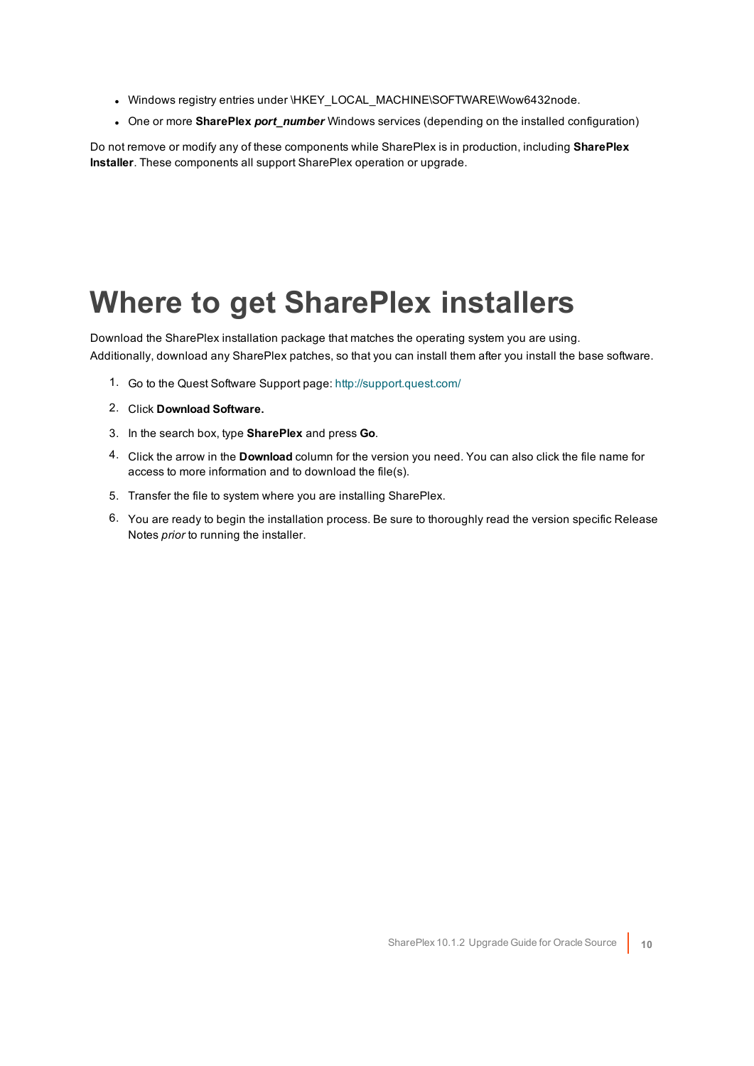- Windows registry entries under \HKEY_LOCAL_MACHINE\SOFTWARE\Wow6432node.
- One or more **SharePlex *port_number*** Windows services (depending on the installed configuration)

Do not remove or modify any of these components while SharePlex is in production, including **SharePlex Installer**. These components all support SharePlex operation or upgrade.

# Where to get SharePlex installers

Download the SharePlex installation package that matches the operating system you are using. Additionally, download any SharePlex patches, so that you can install them after you install the base software.

1. Go to the Quest Software Support page: http://support.quest.com/
2. Click **Download Software.**
3. In the search box, type **SharePlex** and press **Go**.
4. Click the arrow in the **Download** column for the version you need. You can also click the file name for access to more information and to download the file(s).
5. Transfer the file to system where you are installing SharePlex.
6. You are ready to begin the installation process. Be sure to thoroughly read the version specific Release Notes *prior* to running the installer.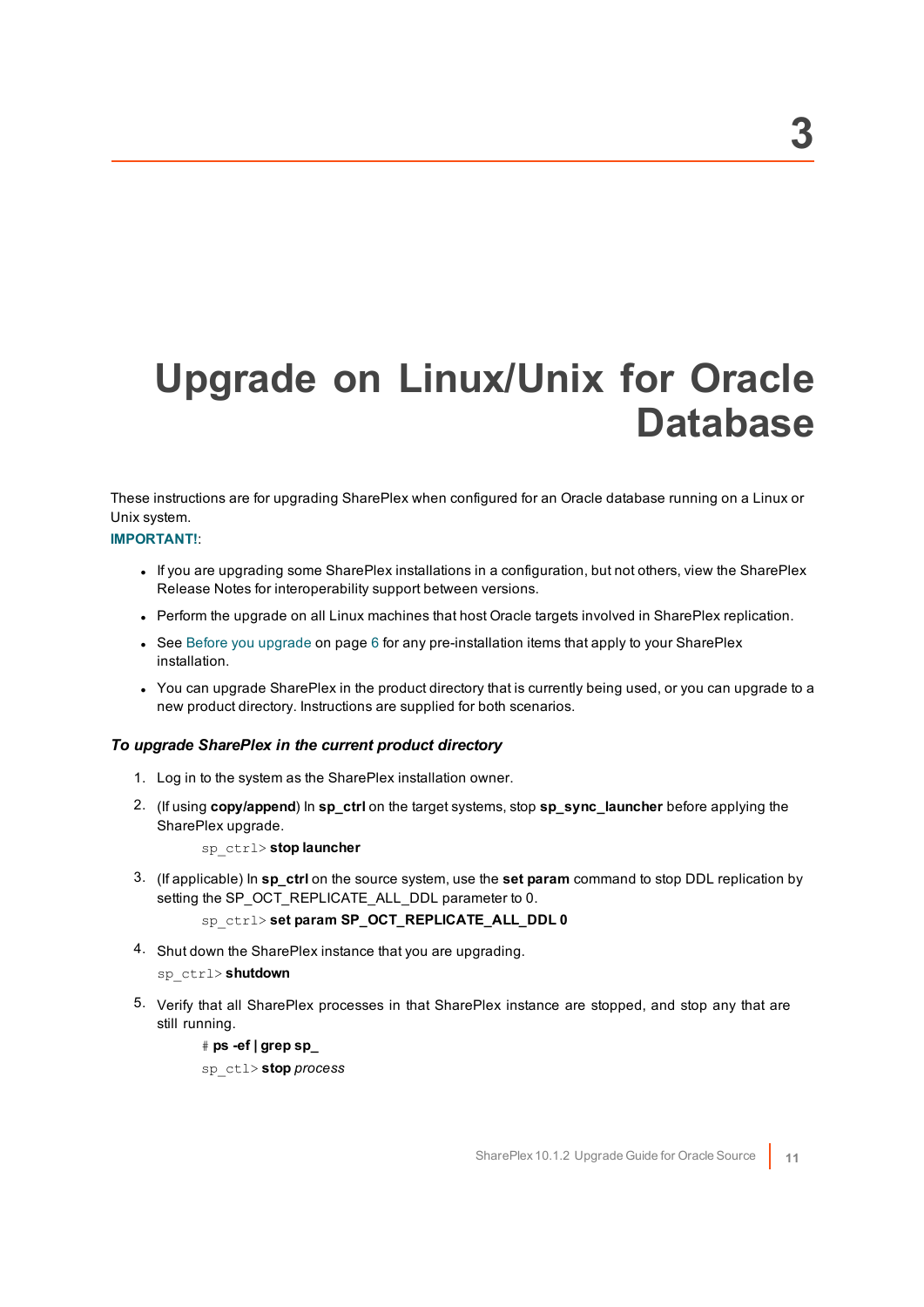# 3

# Upgrade on Linux/Unix for Oracle Database

These instructions are for upgrading SharePlex when configured for an Oracle database running on a Linux or Unix system.

**IMPORTANT!**:

- If you are upgrading some SharePlex installations in a configuration, but not others, view the SharePlex Release Notes for interoperability support between versions.
- Perform the upgrade on all Linux machines that host Oracle targets involved in SharePlex replication.
- See Before you upgrade on page 6 for any pre-installation items that apply to your SharePlex installation.
- You can upgrade SharePlex in the product directory that is currently being used, or you can upgrade to a new product directory. Instructions are supplied for both scenarios.

### *To upgrade SharePlex in the current product directory*

1. Log in to the system as the SharePlex installation owner.
2. (If using **copy/append**) In **sp_ctrl** on the target systems, stop **sp_sync_launcher** before applying the SharePlex upgrade.

   `sp_ctrl>` **stop launcher**

3. (If applicable) In **sp_ctrl** on the source system, use the **set param** command to stop DDL replication by setting the SP_OCT_REPLICATE_ALL_DDL parameter to 0.

   `sp_ctrl>` **set param SP_OCT_REPLICATE_ALL_DDL 0**

4. Shut down the SharePlex instance that you are upgrading.

   `sp_ctrl>` **shutdown**

5. Verify that all SharePlex processes in that SharePlex instance are stopped, and stop any that are still running.

   `#` **ps -ef | grep sp_**

   `sp_ctl>` **stop** *process*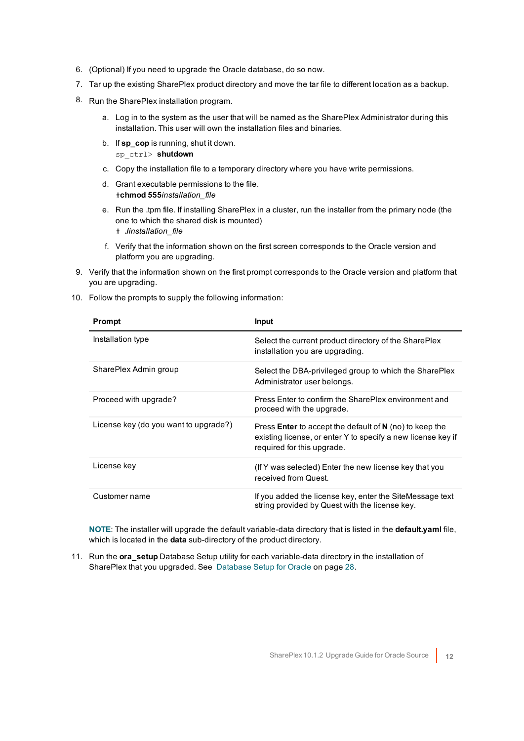6. (Optional) If you need to upgrade the Oracle database, do so now.
7. Tar up the existing SharePlex product directory and move the tar file to different location as a backup.
8. Run the SharePlex installation program.
   a. Log in to the system as the user that will be named as the SharePlex Administrator during this installation. This user will own the installation files and binaries.
   b. If **sp_cop** is running, shut it down.
      `sp_ctrl>` **shutdown**
   c. Copy the installation file to a temporary directory where you have write permissions.
   d. Grant executable permissions to the file.
      #**chmod 555***installation_file*
   e. Run the .tpm file. If installing SharePlex in a cluster, run the installer from the primary node (the one to which the shared disk is mounted)
      `#` *./installation_file*
   f. Verify that the information shown on the first screen corresponds to the Oracle version and platform you are upgrading.
9. Verify that the information shown on the first prompt corresponds to the Oracle version and platform that you are upgrading.
10. Follow the prompts to supply the following information:

| Prompt | Input |
| --- | --- |
| Installation type | Select the current product directory of the SharePlex installation you are upgrading. |
| SharePlex Admin group | Select the DBA-privileged group to which the SharePlex Administrator user belongs. |
| Proceed with upgrade? | Press Enter to confirm the SharePlex environment and proceed with the upgrade. |
| License key (do you want to upgrade?) | Press **Enter** to accept the default of **N** (no) to keep the existing license, or enter Y to specify a new license key if required for this upgrade. |
| License key | (If Y was selected) Enter the new license key that you received from Quest. |
| Customer name | If you added the license key, enter the SiteMessage text string provided by Quest with the license key. |

**NOTE**: The installer will upgrade the default variable-data directory that is listed in the **default.yaml** file, which is located in the **data** sub-directory of the product directory.

11. Run the **ora_setup** Database Setup utility for each variable-data directory in the installation of SharePlex that you upgraded. See Database Setup for Oracle on page 28.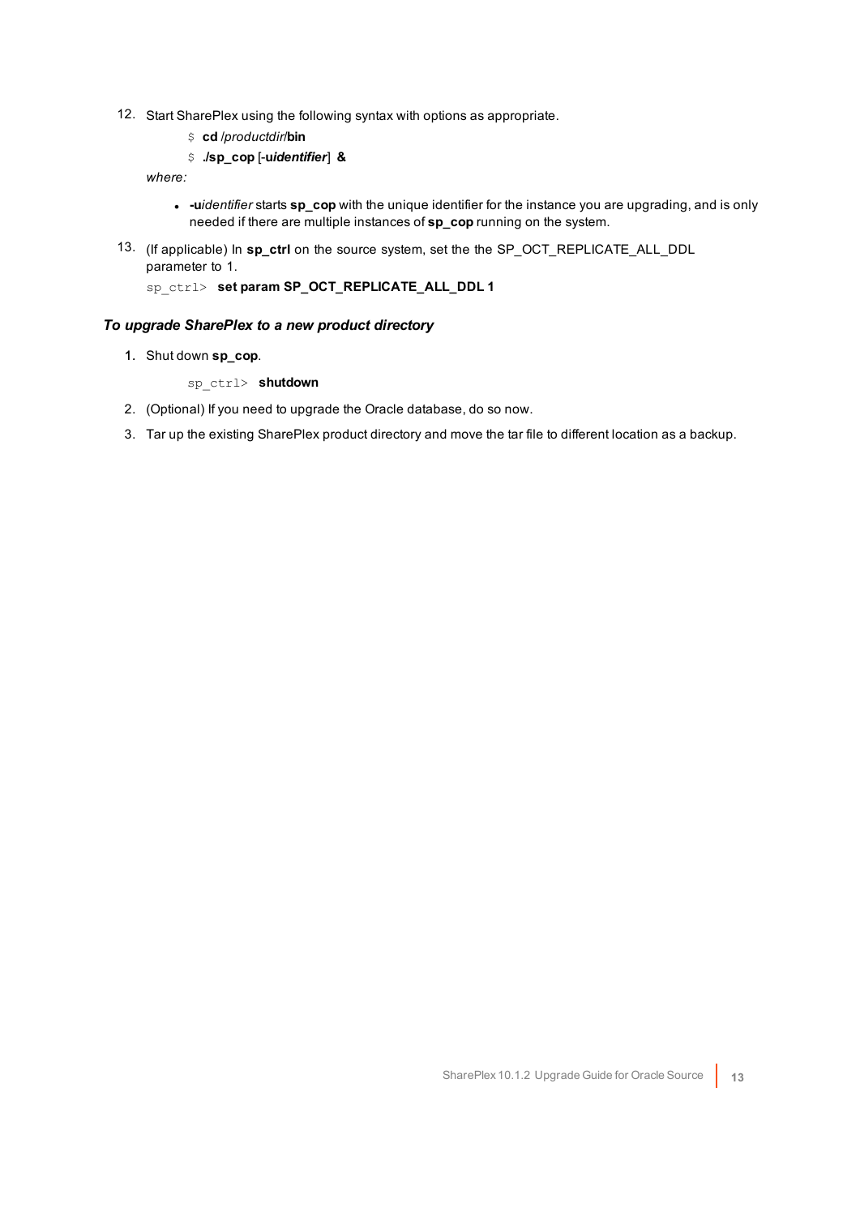12. Start SharePlex using the following syntax with options as appropriate.

    $ **cd** */productdir/***bin**

    $ **./sp_cop** [**-u***identifier*] **&**

    *where:*

    - **-u***identifier* starts **sp_cop** with the unique identifier for the instance you are upgrading, and is only needed if there are multiple instances of **sp_cop** running on the system.

13. (If applicable) In **sp_ctrl** on the source system, set the the SP_OCT_REPLICATE_ALL_DDL parameter to 1.

    sp_ctrl> **set param SP_OCT_REPLICATE_ALL_DDL 1**

***To upgrade SharePlex to a new product directory***

1. Shut down **sp_cop**.

   sp_ctrl> **shutdown**

2. (Optional) If you need to upgrade the Oracle database, do so now.
3. Tar up the existing SharePlex product directory and move the tar file to different location as a backup.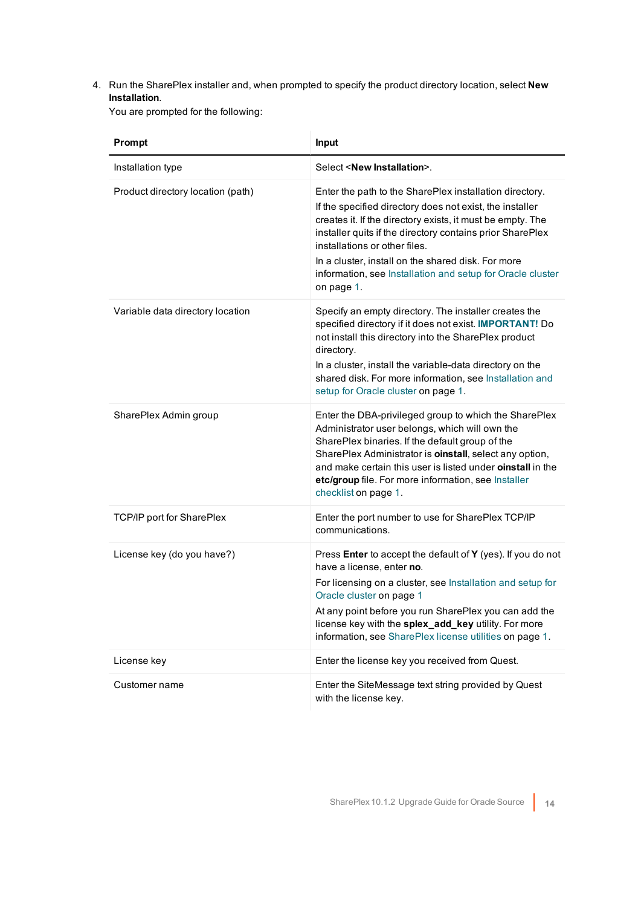4. Run the SharePlex installer and, when prompted to specify the product directory location, select **New Installation**.

   You are prompted for the following:

| Prompt | Input |
|---|---|
| Installation type | Select <**New Installation**>. |
| Product directory location (path) | Enter the path to the SharePlex installation directory.<br>If the specified directory does not exist, the installer creates it. If the directory exists, it must be empty. The installer quits if the directory contains prior SharePlex installations or other files.<br>In a cluster, install on the shared disk. For more information, see Installation and setup for Oracle cluster on page 1. |
| Variable data directory location | Specify an empty directory. The installer creates the specified directory if it does not exist. **IMPORTANT!** Do not install this directory into the SharePlex product directory.<br>In a cluster, install the variable-data directory on the shared disk. For more information, see Installation and setup for Oracle cluster on page 1. |
| SharePlex Admin group | Enter the DBA-privileged group to which the SharePlex Administrator user belongs, which will own the SharePlex binaries. If the default group of the SharePlex Administrator is **oinstall**, select any option, and make certain this user is listed under **oinstall** in the **etc/group** file. For more information, see Installer checklist on page 1. |
| TCP/IP port for SharePlex | Enter the port number to use for SharePlex TCP/IP communications. |
| License key (do you have?) | Press **Enter** to accept the default of **Y** (yes). If you do not have a license, enter **no**.<br>For licensing on a cluster, see Installation and setup for Oracle cluster on page 1<br>At any point before you run SharePlex you can add the license key with the **splex_add_key** utility. For more information, see SharePlex license utilities on page 1. |
| License key | Enter the license key you received from Quest. |
| Customer name | Enter the SiteMessage text string provided by Quest with the license key. |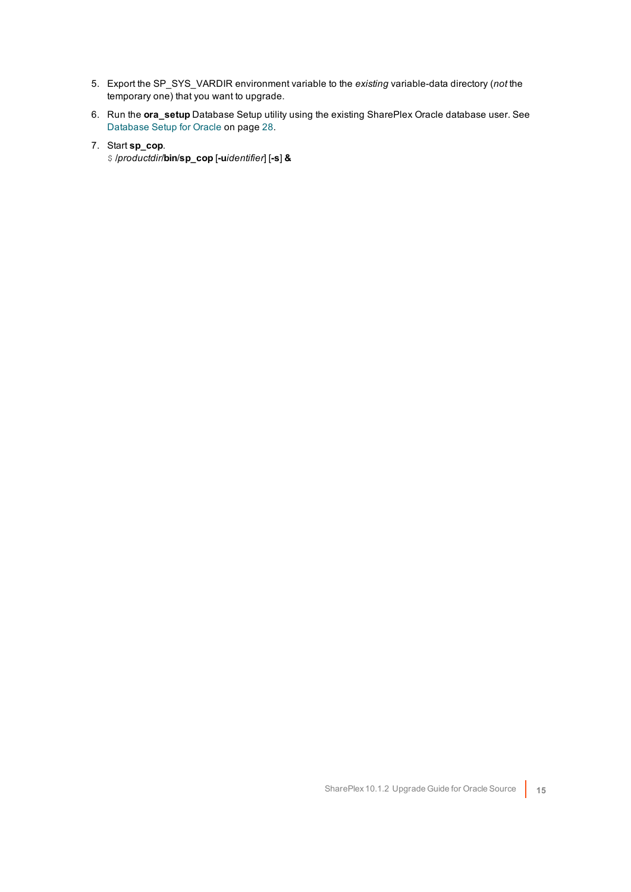5. Export the SP_SYS_VARDIR environment variable to the *existing* variable-data directory (*not* the temporary one) that you want to upgrade.

6. Run the **ora_setup** Database Setup utility using the existing SharePlex Oracle database user. See Database Setup for Oracle on page 28.

7. Start **sp_cop**.
   $ */productdir*/**bin**/**sp_cop** [**-u***identifier*] [**-s**] **&**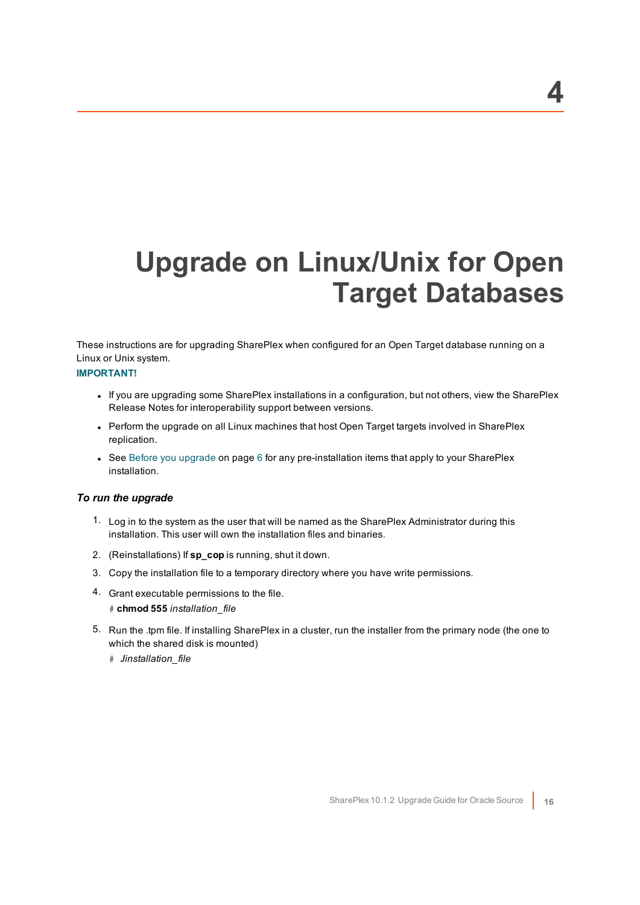# 4

# Upgrade on Linux/Unix for Open Target Databases

These instructions are for upgrading SharePlex when configured for an Open Target database running on a Linux or Unix system.

**IMPORTANT!**

- If you are upgrading some SharePlex installations in a configuration, but not others, view the SharePlex Release Notes for interoperability support between versions.
- Perform the upgrade on all Linux machines that host Open Target targets involved in SharePlex replication.
- See Before you upgrade on page 6 for any pre-installation items that apply to your SharePlex installation.

### *To run the upgrade*

1. Log in to the system as the user that will be named as the SharePlex Administrator during this installation. This user will own the installation files and binaries.
2. (Reinstallations) If **sp_cop** is running, shut it down.
3. Copy the installation file to a temporary directory where you have write permissions.
4. Grant executable permissions to the file.

   \# **chmod 555** *installation_file*
5. Run the .tpm file. If installing SharePlex in a cluster, run the installer from the primary node (the one to which the shared disk is mounted)

   \# *./installation_file*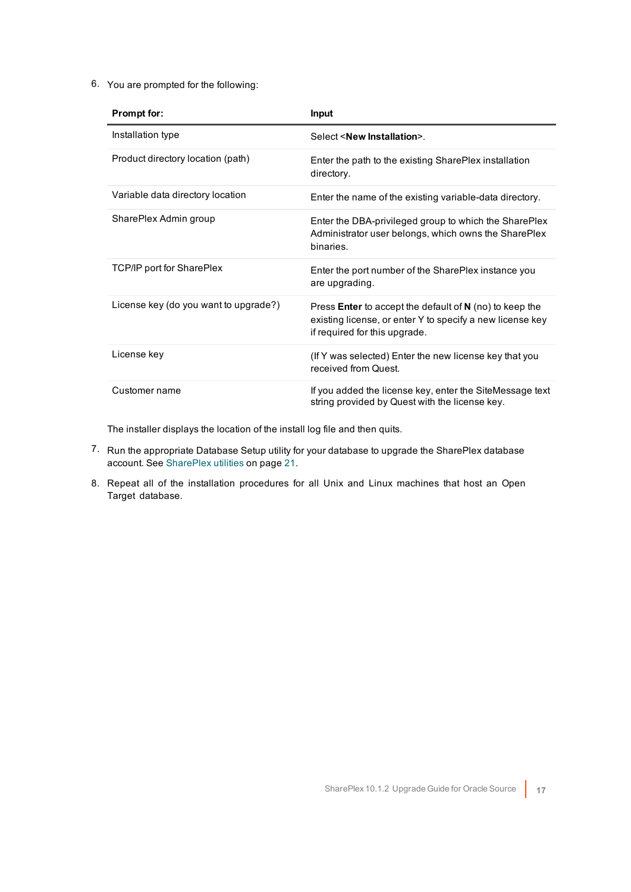6. You are prompted for the following:

| **Prompt for:** | **Input** |
| --- | --- |
| Installation type | Select <**New Installation**>. |
| Product directory location (path) | Enter the path to the existing SharePlex installation directory. |
| Variable data directory location | Enter the name of the existing variable-data directory. |
| SharePlex Admin group | Enter the DBA-privileged group to which the SharePlex Administrator user belongs, which owns the SharePlex binaries. |
| TCP/IP port for SharePlex | Enter the port number of the SharePlex instance you are upgrading. |
| License key (do you want to upgrade?) | Press **Enter** to accept the default of **N** (no) to keep the existing license, or enter Y to specify a new license key if required for this upgrade. |
| License key | (If Y was selected) Enter the new license key that you received from Quest. |
| Customer name | If you added the license key, enter the SiteMessage text string provided by Quest with the license key. |

   The installer displays the location of the install log file and then quits.

7. Run the appropriate Database Setup utility for your database to upgrade the SharePlex database account. See SharePlex utilities on page 21.

8. Repeat all of the installation procedures for all Unix and Linux machines that host an Open Target database.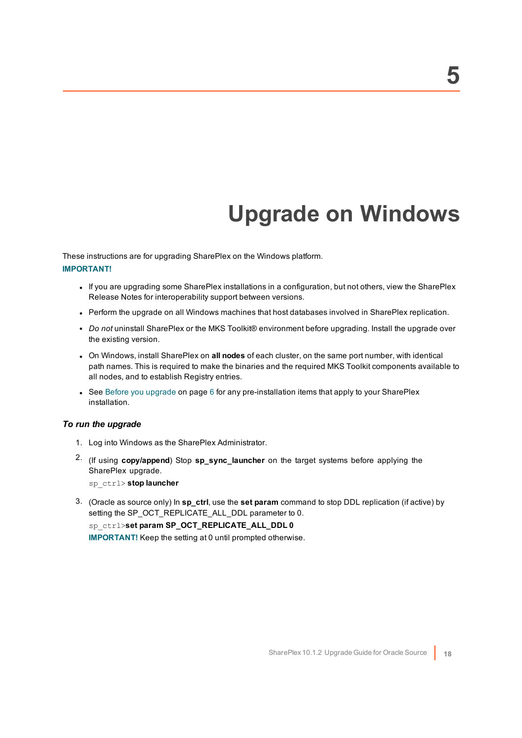# 5

# Upgrade on Windows

These instructions are for upgrading SharePlex on the Windows platform.

**IMPORTANT!**

- If you are upgrading some SharePlex installations in a configuration, but not others, view the SharePlex Release Notes for interoperability support between versions.
- Perform the upgrade on all Windows machines that host databases involved in SharePlex replication.
- *Do not* uninstall SharePlex or the MKS Toolkit® environment before upgrading. Install the upgrade over the existing version.
- On Windows, install SharePlex on **all nodes** of each cluster, on the same port number, with identical path names. This is required to make the binaries and the required MKS Toolkit components available to all nodes, and to establish Registry entries.
- See Before you upgrade on page 6 for any pre-installation items that apply to your SharePlex installation.

### *To run the upgrade*

1. Log into Windows as the SharePlex Administrator.
2. (If using **copy/append**) Stop **sp_sync_launcher** on the target systems before applying the SharePlex upgrade.

   `sp_ctrl>` **stop launcher**

3. (Oracle as source only) In **sp_ctrl**, use the **set param** command to stop DDL replication (if active) by setting the SP_OCT_REPLICATE_ALL_DDL parameter to 0.

   `sp_ctrl>`**set param SP_OCT_REPLICATE_ALL_DDL 0**

   **IMPORTANT!** Keep the setting at 0 until prompted otherwise.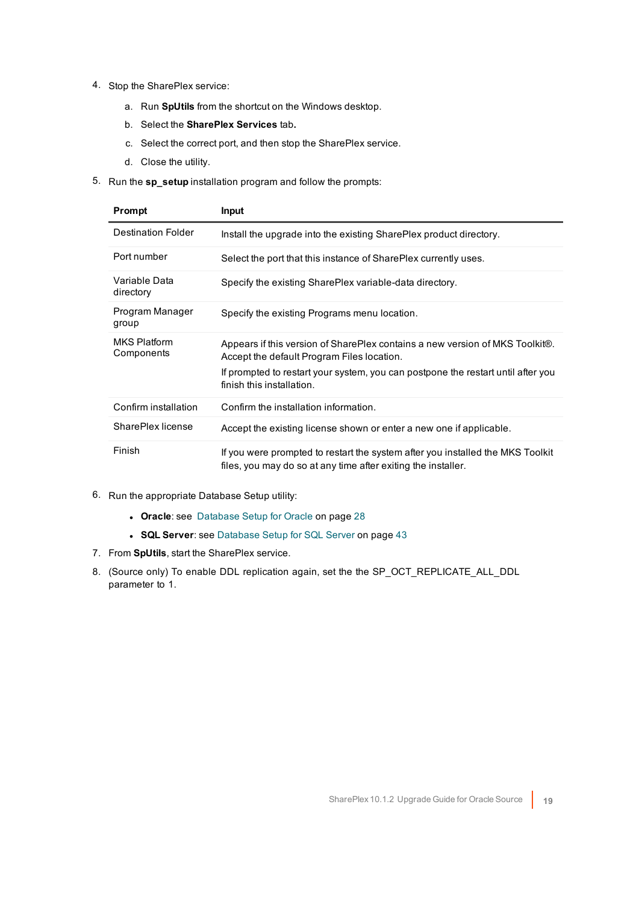4. Stop the SharePlex service:

   a. Run **SpUtils** from the shortcut on the Windows desktop.

   b. Select the **SharePlex Services** tab.

   c. Select the correct port, and then stop the SharePlex service.

   d. Close the utility.

5. Run the **sp_setup** installation program and follow the prompts:

| Prompt | Input |
|---|---|
| Destination Folder | Install the upgrade into the existing SharePlex product directory. |
| Port number | Select the port that this instance of SharePlex currently uses. |
| Variable Data directory | Specify the existing SharePlex variable-data directory. |
| Program Manager group | Specify the existing Programs menu location. |
| MKS Platform Components | Appears if this version of SharePlex contains a new version of MKS Toolkit®. Accept the default Program Files location.<br><br>If prompted to restart your system, you can postpone the restart until after you finish this installation. |
| Confirm installation | Confirm the installation information. |
| SharePlex license | Accept the existing license shown or enter a new one if applicable. |
| Finish | If you were prompted to restart the system after you installed the MKS Toolkit files, you may do so at any time after exiting the installer. |

6. Run the appropriate Database Setup utility:

   - **Oracle**: see Database Setup for Oracle on page 28
   - **SQL Server**: see Database Setup for SQL Server on page 43

7. From **SpUtils**, start the SharePlex service.

8. (Source only) To enable DDL replication again, set the the SP_OCT_REPLICATE_ALL_DDL parameter to 1.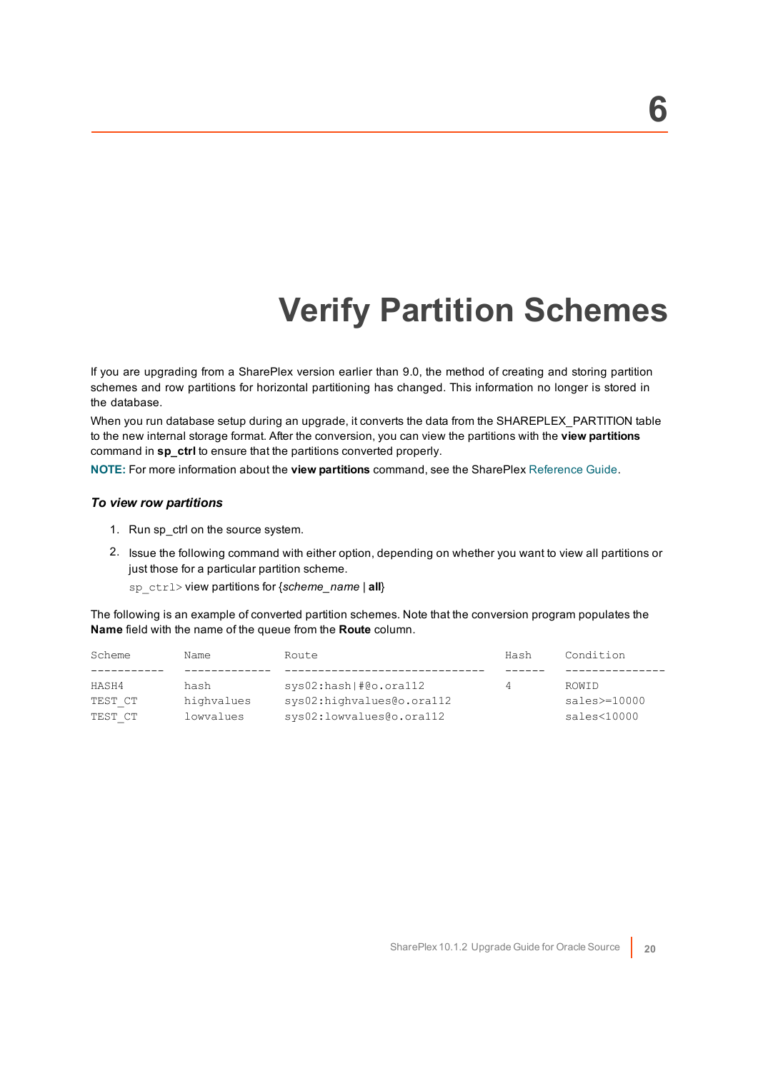# 6

# Verify Partition Schemes

If you are upgrading from a SharePlex version earlier than 9.0, the method of creating and storing partition schemes and row partitions for horizontal partitioning has changed. This information no longer is stored in the database.

When you run database setup during an upgrade, it converts the data from the SHAREPLEX_PARTITION table to the new internal storage format. After the conversion, you can view the partitions with the **view partitions** command in **sp_ctrl** to ensure that the partitions converted properly.

**NOTE:** For more information about the **view partitions** command, see the SharePlex Reference Guide.

### *To view row partitions*

1. Run sp_ctrl on the source system.
2. Issue the following command with either option, depending on whether you want to view all partitions or just those for a particular partition scheme.

   `sp_ctrl>` view partitions for {*scheme_name* | **all**}

The following is an example of converted partition schemes. Note that the conversion program populates the **Name** field with the name of the queue from the **Route** column.

```
Scheme       Name           Route                            Hash     Condition
-----------  -------------  ------------------------------   ------   ---------------
HASH4        hash           sys02:hash|#@o.ora112            4        ROWID
TEST_CT      highvalues     sys02:highvalues@o.ora112                 sales>=10000
TEST_CT      lowvalues      sys02:lowvalues@o.ora112                  sales<10000
```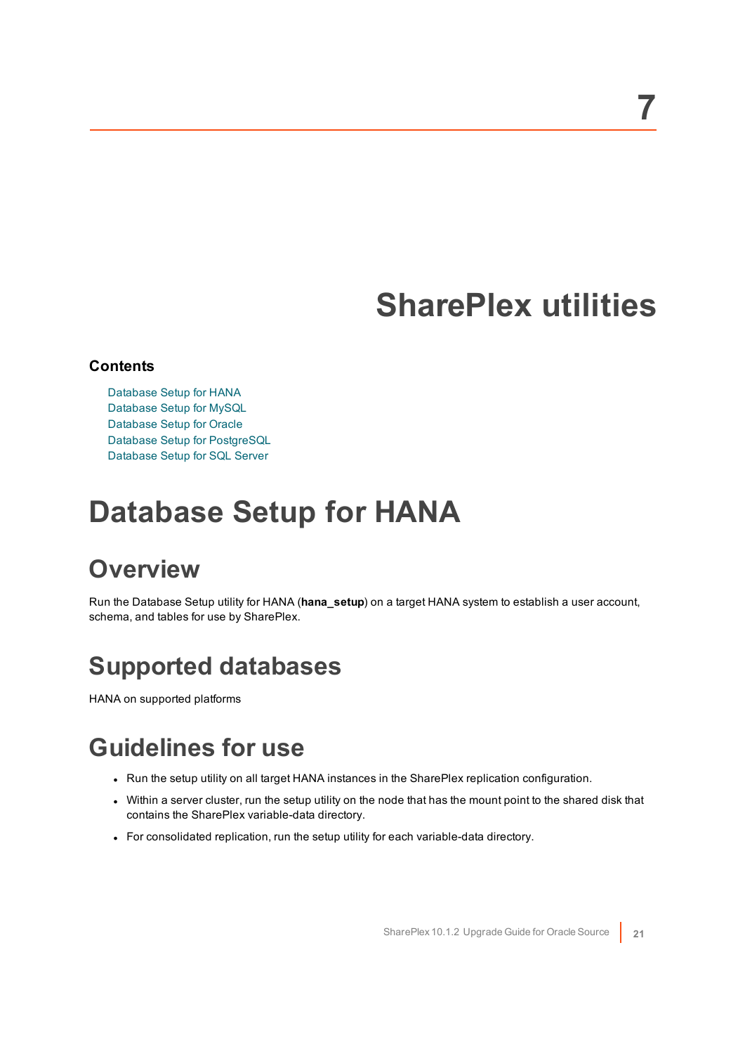# 7

# SharePlex utilities

**Contents**

- Database Setup for HANA
- Database Setup for MySQL
- Database Setup for Oracle
- Database Setup for PostgreSQL
- Database Setup for SQL Server

# Database Setup for HANA

## Overview

Run the Database Setup utility for HANA (**hana_setup**) on a target HANA system to establish a user account, schema, and tables for use by SharePlex.

## Supported databases

HANA on supported platforms

## Guidelines for use

- Run the setup utility on all target HANA instances in the SharePlex replication configuration.
- Within a server cluster, run the setup utility on the node that has the mount point to the shared disk that contains the SharePlex variable-data directory.
- For consolidated replication, run the setup utility for each variable-data directory.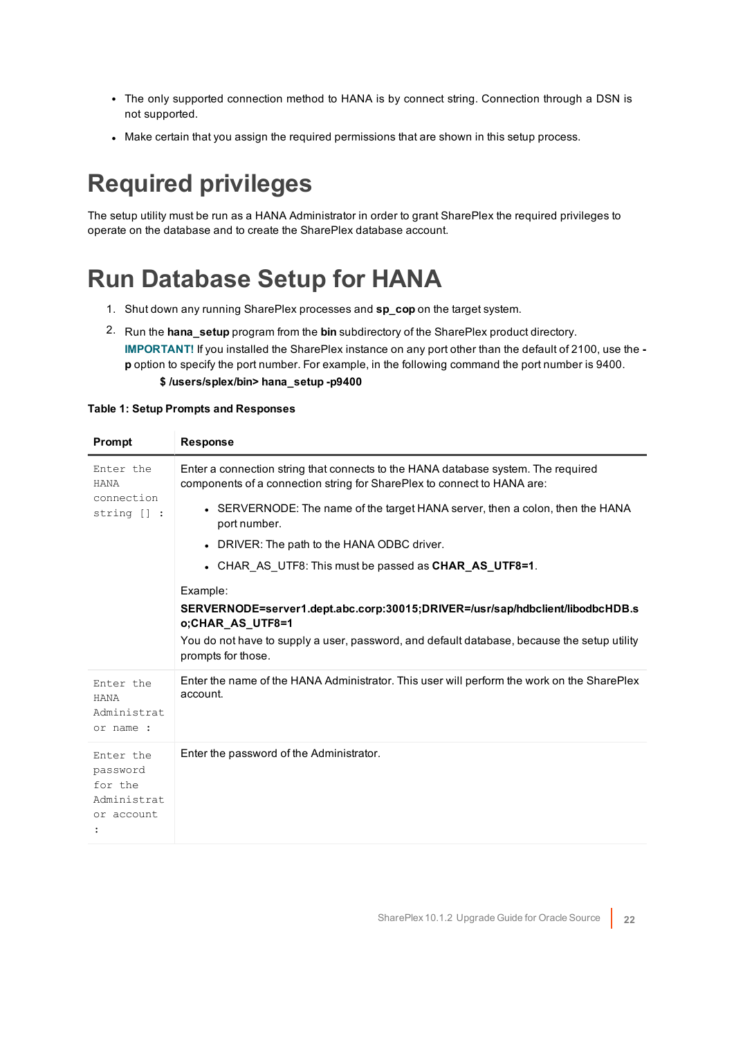- The only supported connection method to HANA is by connect string. Connection through a DSN is not supported.
- Make certain that you assign the required permissions that are shown in this setup process.

# Required privileges

The setup utility must be run as a HANA Administrator in order to grant SharePlex the required privileges to operate on the database and to create the SharePlex database account.

# Run Database Setup for HANA

1. Shut down any running SharePlex processes and **sp_cop** on the target system.
2. Run the **hana_setup** program from the **bin** subdirectory of the SharePlex product directory.
   **IMPORTANT!** If you installed the SharePlex instance on any port other than the default of 2100, use the **-p** option to specify the port number. For example, in the following command the port number is 9400.

   **$ /users/splex/bin> hana_setup -p9400**

**Table 1: Setup Prompts and Responses**

| Prompt | Response |
|---|---|
| `Enter the HANA connection string [] :` | Enter a connection string that connects to the HANA database system. The required components of a connection string for SharePlex to connect to HANA are:<br>• SERVERNODE: The name of the target HANA server, then a colon, then the HANA port number.<br>• DRIVER: The path to the HANA ODBC driver.<br>• CHAR_AS_UTF8: This must be passed as **CHAR_AS_UTF8=1**.<br><br>Example:<br>**SERVERNODE=server1.dept.abc.corp:30015;DRIVER=/usr/sap/hdbclient/libodbcHDB.so;CHAR_AS_UTF8=1**<br>You do not have to supply a user, password, and default database, because the setup utility prompts for those. |
| `Enter the HANA Administrator name :` | Enter the name of the HANA Administrator. This user will perform the work on the SharePlex account. |
| `Enter the password for the Administrator account :` | Enter the password of the Administrator. |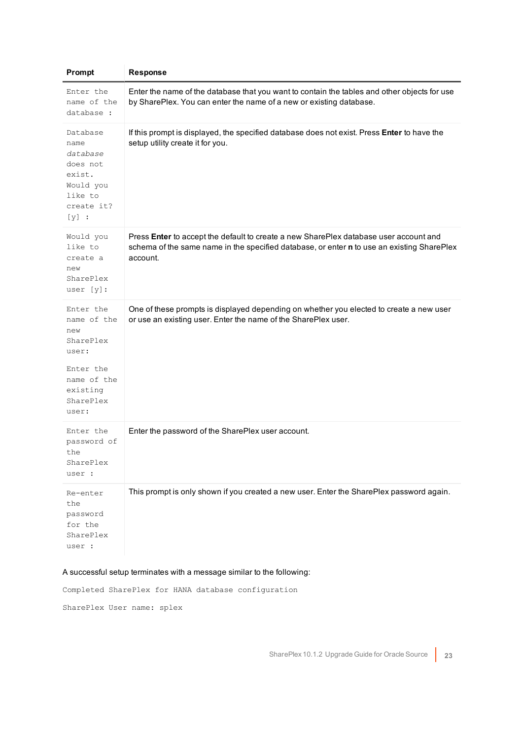| Prompt | Response |
| --- | --- |
| `Enter the name of the database :` | Enter the name of the database that you want to contain the tables and other objects for use by SharePlex. You can enter the name of a new or existing database. |
| `Database name` *`database`* `does not exist. Would you like to create it? [y] :` | If this prompt is displayed, the specified database does not exist. Press **Enter** to have the setup utility create it for you. |
| `Would you like to create a new SharePlex user [y]:` | Press **Enter** to accept the default to create a new SharePlex database user account and schema of the same name in the specified database, or enter **n** to use an existing SharePlex account. |
| `Enter the name of the new SharePlex user:` `Enter the name of the existing SharePlex user:` | One of these prompts is displayed depending on whether you elected to create a new user or use an existing user. Enter the name of the SharePlex user. |
| `Enter the password of the SharePlex user :` | Enter the password of the SharePlex user account. |
| `Re-enter the password for the SharePlex user :` | This prompt is only shown if you created a new user. Enter the SharePlex password again. |

A successful setup terminates with a message similar to the following:

```
Completed SharePlex for HANA database configuration

SharePlex User name: splex
```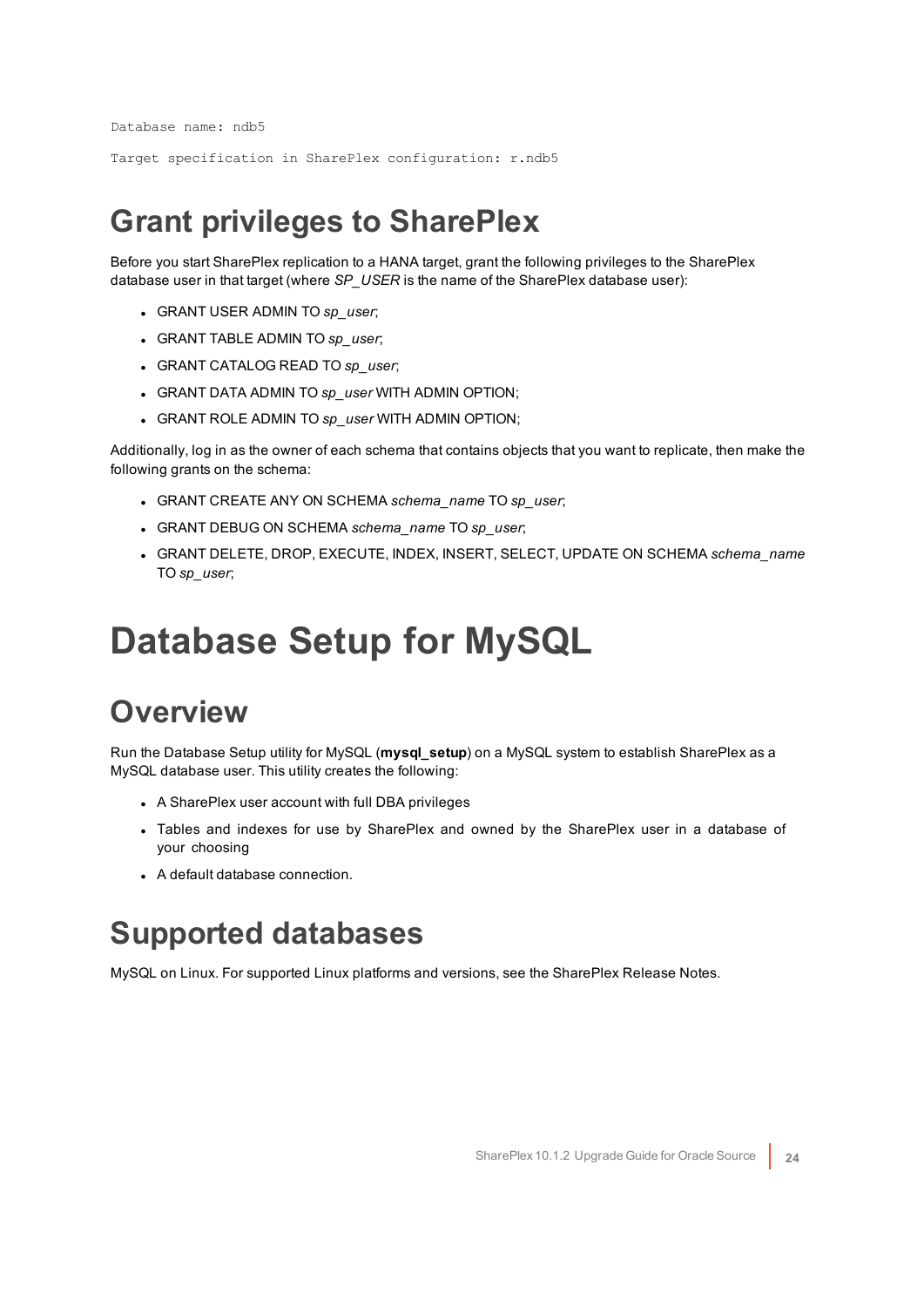```
Database name: ndb5

Target specification in SharePlex configuration: r.ndb5
```

## Grant privileges to SharePlex

Before you start SharePlex replication to a HANA target, grant the following privileges to the SharePlex database user in that target (where *SP_USER* is the name of the SharePlex database user):

- GRANT USER ADMIN TO *sp_user*;
- GRANT TABLE ADMIN TO *sp_user*;
- GRANT CATALOG READ TO *sp_user*;
- GRANT DATA ADMIN TO *sp_user* WITH ADMIN OPTION;
- GRANT ROLE ADMIN TO *sp_user* WITH ADMIN OPTION;

Additionally, log in as the owner of each schema that contains objects that you want to replicate, then make the following grants on the schema:

- GRANT CREATE ANY ON SCHEMA *schema_name* TO *sp_user*;
- GRANT DEBUG ON SCHEMA *schema_name* TO *sp_user*;
- GRANT DELETE, DROP, EXECUTE, INDEX, INSERT, SELECT, UPDATE ON SCHEMA *schema_name* TO *sp_user*;

# Database Setup for MySQL

## Overview

Run the Database Setup utility for MySQL (**mysql_setup**) on a MySQL system to establish SharePlex as a MySQL database user. This utility creates the following:

- A SharePlex user account with full DBA privileges
- Tables and indexes for use by SharePlex and owned by the SharePlex user in a database of your choosing
- A default database connection.

## Supported databases

MySQL on Linux. For supported Linux platforms and versions, see the SharePlex Release Notes.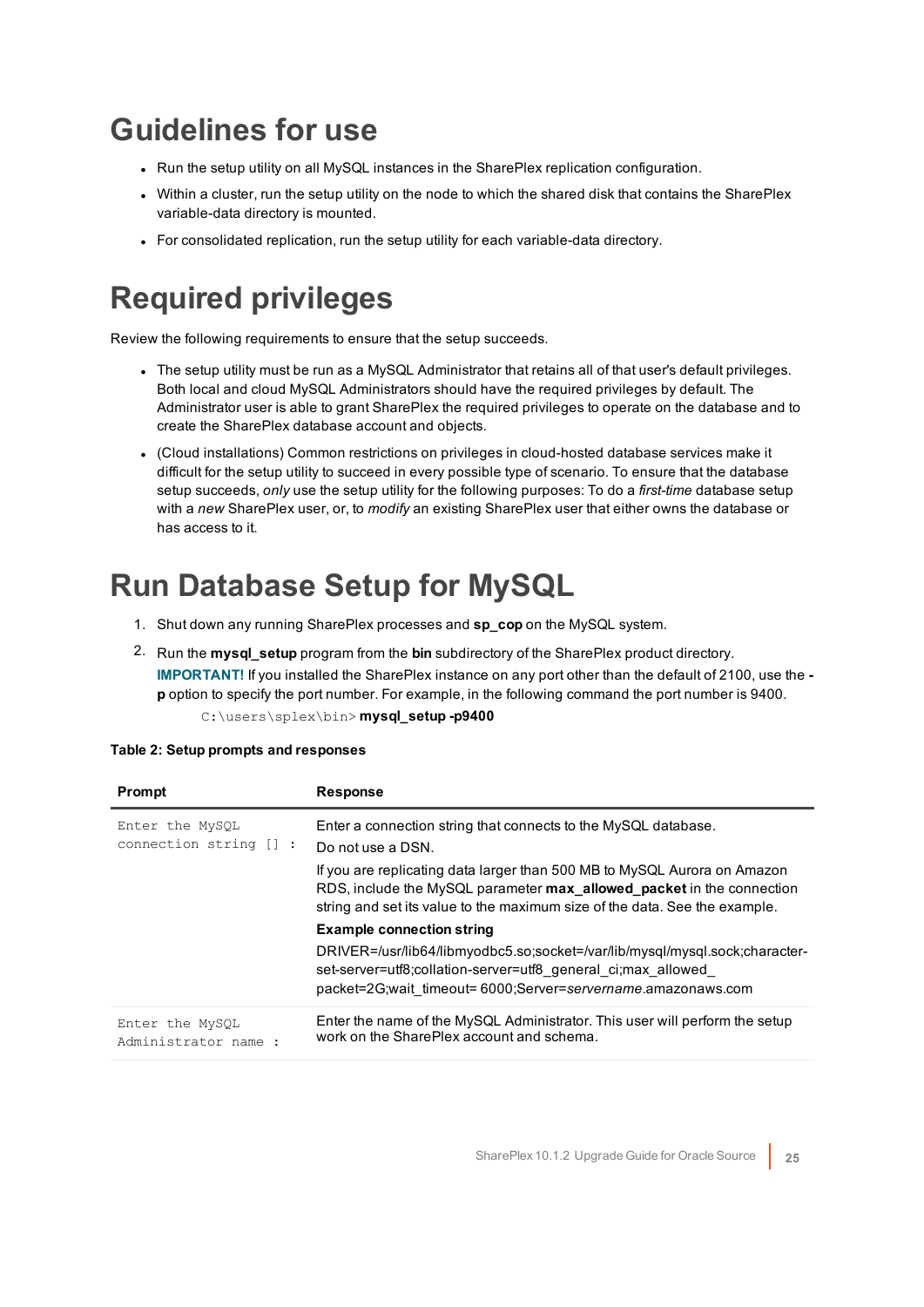# Guidelines for use

- Run the setup utility on all MySQL instances in the SharePlex replication configuration.
- Within a cluster, run the setup utility on the node to which the shared disk that contains the SharePlex variable-data directory is mounted.
- For consolidated replication, run the setup utility for each variable-data directory.

# Required privileges

Review the following requirements to ensure that the setup succeeds.

- The setup utility must be run as a MySQL Administrator that retains all of that user's default privileges. Both local and cloud MySQL Administrators should have the required privileges by default. The Administrator user is able to grant SharePlex the required privileges to operate on the database and to create the SharePlex database account and objects.
- (Cloud installations) Common restrictions on privileges in cloud-hosted database services make it difficult for the setup utility to succeed in every possible type of scenario. To ensure that the database setup succeeds, *only* use the setup utility for the following purposes: To do a *first-time* database setup with a *new* SharePlex user, or, to *modify* an existing SharePlex user that either owns the database or has access to it.

# Run Database Setup for MySQL

1. Shut down any running SharePlex processes and **sp_cop** on the MySQL system.
2. Run the **mysql_setup** program from the **bin** subdirectory of the SharePlex product directory.

   **IMPORTANT!** If you installed the SharePlex instance on any port other than the default of 2100, use the **-p** option to specify the port number. For example, in the following command the port number is 9400.

   ```
   C:\users\splex\bin> mysql_setup -p9400
   ```

**Table 2: Setup prompts and responses**

| Prompt | Response |
|---|---|
| `Enter the MySQL connection string [] :` | Enter a connection string that connects to the MySQL database.<br>Do not use a DSN.<br>If you are replicating data larger than 500 MB to MySQL Aurora on Amazon RDS, include the MySQL parameter **max_allowed_packet** in the connection string and set its value to the maximum size of the data. See the example.<br>**Example connection string**<br>DRIVER=/usr/lib64/libmyodbc5.so;socket=/var/lib/mysql/mysql.sock;character-set-server=utf8;collation-server=utf8_general_ci;max_allowed_packet=2G;wait_timeout= 6000;Server=*servername*.amazonaws.com |
| `Enter the MySQL Administrator name :` | Enter the name of the MySQL Administrator. This user will perform the setup work on the SharePlex account and schema. |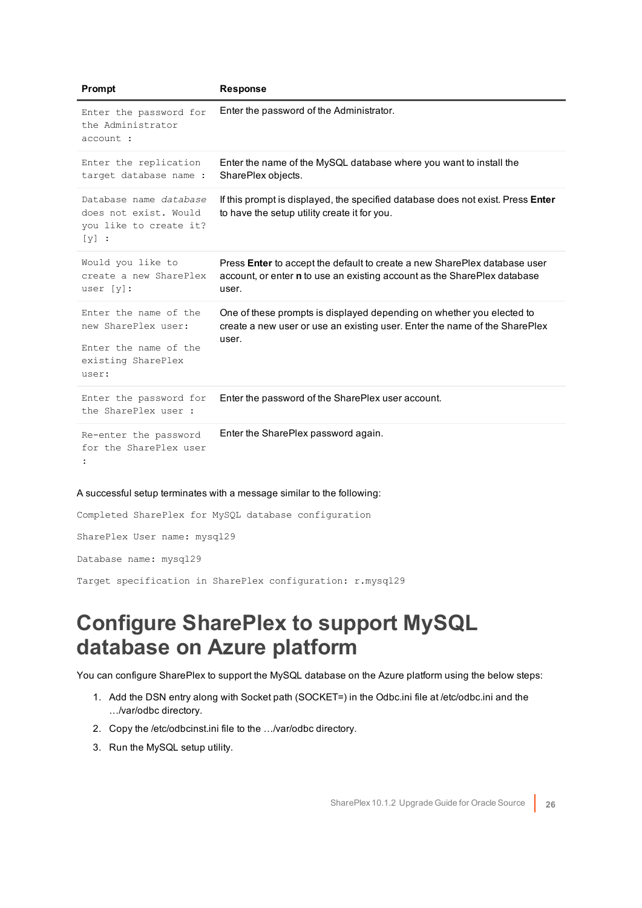| Prompt | Response |
| --- | --- |
| `Enter the password for the Administrator account :` | Enter the password of the Administrator. |
| `Enter the replication target database name :` | Enter the name of the MySQL database where you want to install the SharePlex objects. |
| `Database name` *`database`* `does not exist. Would you like to create it? [y] :` | If this prompt is displayed, the specified database does not exist. Press **Enter** to have the setup utility create it for you. |
| `Would you like to create a new SharePlex user [y]:` | Press **Enter** to accept the default to create a new SharePlex database user account, or enter **n** to use an existing account as the SharePlex database user. |
| `Enter the name of the new SharePlex user:` `Enter the name of the existing SharePlex user:` | One of these prompts is displayed depending on whether you elected to create a new user or use an existing user. Enter the name of the SharePlex user. |
| `Enter the password for the SharePlex user :` | Enter the password of the SharePlex user account. |
| `Re-enter the password for the SharePlex user :` | Enter the SharePlex password again. |

A successful setup terminates with a message similar to the following:

```
Completed SharePlex for MySQL database configuration

SharePlex User name: mysql29

Database name: mysql29

Target specification in SharePlex configuration: r.mysql29
```

# Configure SharePlex to support MySQL database on Azure platform

You can configure SharePlex to support the MySQL database on the Azure platform using the below steps:

1. Add the DSN entry along with Socket path (SOCKET=) in the Odbc.ini file at /etc/odbc.ini and the …/var/odbc directory.
2. Copy the /etc/odbcinst.ini file to the …/var/odbc directory.
3. Run the MySQL setup utility.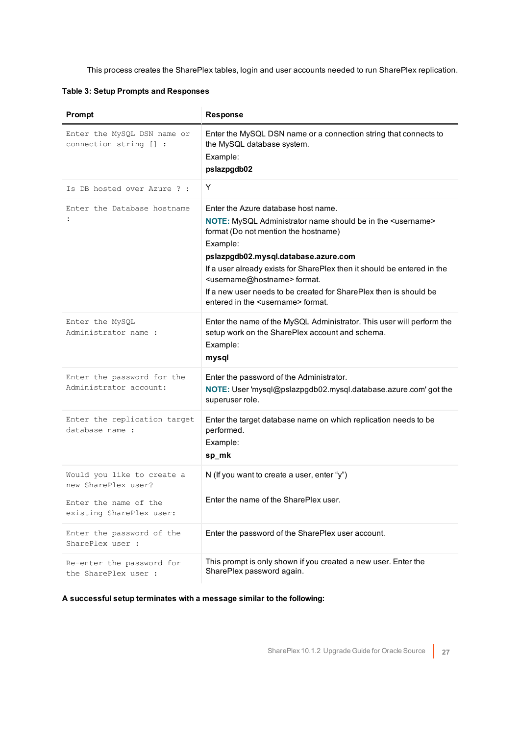This process creates the SharePlex tables, login and user accounts needed to run SharePlex replication.

**Table 3: Setup Prompts and Responses**

| Prompt | Response |
|---|---|
| `Enter the MySQL DSN name or connection string [] :` | Enter the MySQL DSN name or a connection string that connects to the MySQL database system.<br>Example:<br>**pslazpgdb02** |
| `Is DB hosted over Azure ? :` | Y |
| `Enter the Database hostname :` | Enter the Azure database host name.<br>**NOTE:** MySQL Administrator name should be in the <username> format (Do not mention the hostname)<br>Example:<br>**pslazpgdb02.mysql.database.azure.com**<br>If a user already exists for SharePlex then it should be entered in the <username@hostname> format.<br>If a new user needs to be created for SharePlex then is should be entered in the <username> format. |
| `Enter the MySQL Administrator name :` | Enter the name of the MySQL Administrator. This user will perform the setup work on the SharePlex account and schema.<br>Example:<br>**mysql** |
| `Enter the password for the Administrator account:` | Enter the password of the Administrator.<br>**NOTE:** User 'mysql@pslazpgdb02.mysql.database.azure.com' got the superuser role. |
| `Enter the replication target database name :` | Enter the target database name on which replication needs to be performed.<br>Example:<br>**sp_mk** |
| `Would you like to create a new SharePlex user?`<br><br>`Enter the name of the existing SharePlex user:` | N (If you want to create a user, enter "y")<br><br>Enter the name of the SharePlex user. |
| `Enter the password of the SharePlex user :` | Enter the password of the SharePlex user account. |
| `Re-enter the password for the SharePlex user :` | This prompt is only shown if you created a new user. Enter the SharePlex password again. |

**A successful setup terminates with a message similar to the following:**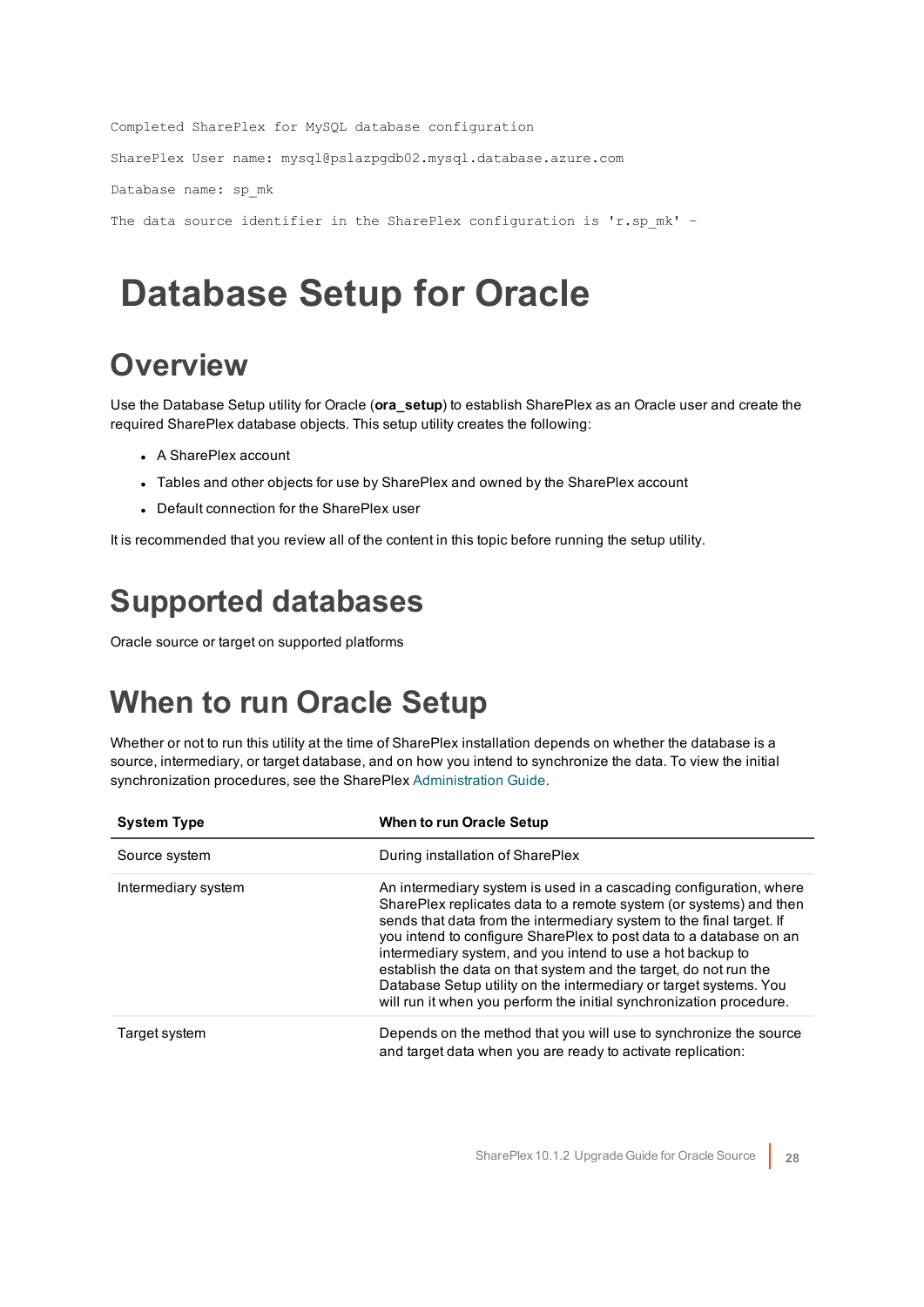```
Completed SharePlex for MySQL database configuration

SharePlex User name: mysql@pslazpgdb02.mysql.database.azure.com

Database name: sp_mk

The data source identifier in the SharePlex configuration is 'r.sp_mk' -
```

# Database Setup for Oracle

## Overview

Use the Database Setup utility for Oracle (**ora_setup**) to establish SharePlex as an Oracle user and create the required SharePlex database objects. This setup utility creates the following:

- A SharePlex account
- Tables and other objects for use by SharePlex and owned by the SharePlex account
- Default connection for the SharePlex user

It is recommended that you review all of the content in this topic before running the setup utility.

## Supported databases

Oracle source or target on supported platforms

## When to run Oracle Setup

Whether or not to run this utility at the time of SharePlex installation depends on whether the database is a source, intermediary, or target database, and on how you intend to synchronize the data. To view the initial synchronization procedures, see the SharePlex Administration Guide.

| System Type | When to run Oracle Setup |
| --- | --- |
| Source system | During installation of SharePlex |
| Intermediary system | An intermediary system is used in a cascading configuration, where SharePlex replicates data to a remote system (or systems) and then sends that data from the intermediary system to the final target. If you intend to configure SharePlex to post data to a database on an intermediary system, and you intend to use a hot backup to establish the data on that system and the target, do not run the Database Setup utility on the intermediary or target systems. You will run it when you perform the initial synchronization procedure. |
| Target system | Depends on the method that you will use to synchronize the source and target data when you are ready to activate replication: |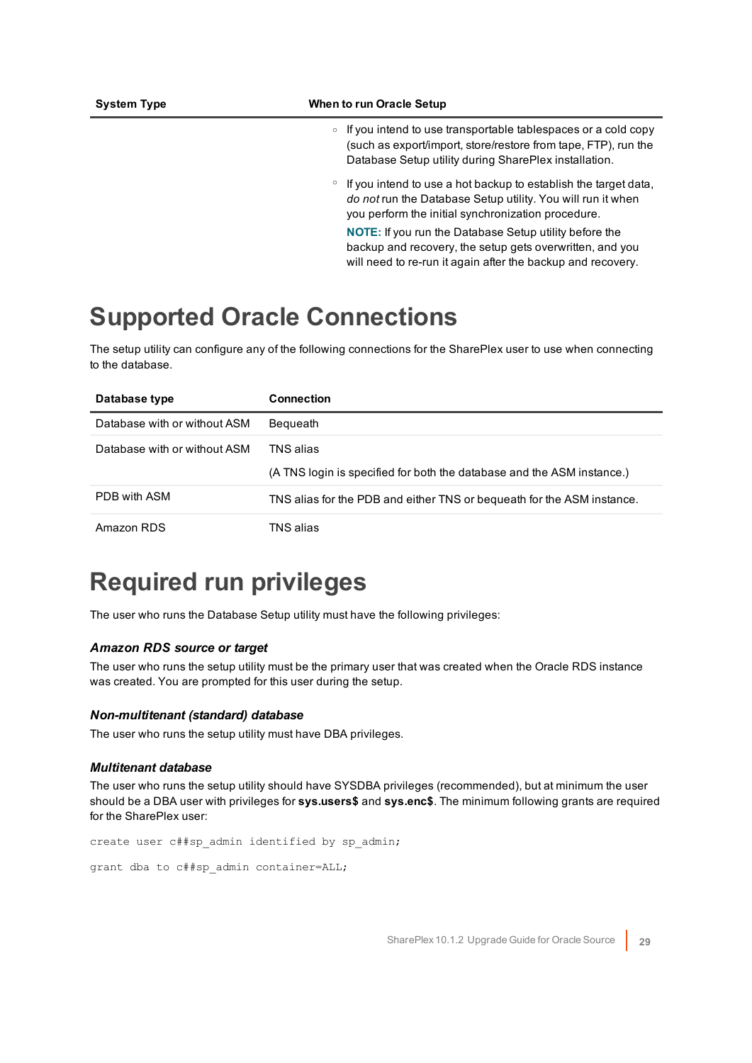| System Type | When to run Oracle Setup |
|---|---|
| | ◦ If you intend to use transportable tablespaces or a cold copy (such as export/import, store/restore from tape, FTP), run the Database Setup utility during SharePlex installation.<br><br>◦ If you intend to use a hot backup to establish the target data, *do not* run the Database Setup utility. You will run it when you perform the initial synchronization procedure.<br>**NOTE:** If you run the Database Setup utility before the backup and recovery, the setup gets overwritten, and you will need to re-run it again after the backup and recovery. |

# Supported Oracle Connections

The setup utility can configure any of the following connections for the SharePlex user to use when connecting to the database.

| Database type | Connection |
|---|---|
| Database with or without ASM | Bequeath |
| Database with or without ASM | TNS alias<br><br>(A TNS login is specified for both the database and the ASM instance.) |
| PDB with ASM | TNS alias for the PDB and either TNS or bequeath for the ASM instance. |
| Amazon RDS | TNS alias |

# Required run privileges

The user who runs the Database Setup utility must have the following privileges:

### *Amazon RDS source or target*

The user who runs the setup utility must be the primary user that was created when the Oracle RDS instance was created. You are prompted for this user during the setup.

### *Non-multitenant (standard) database*

The user who runs the setup utility must have DBA privileges.

### *Multitenant database*

The user who runs the setup utility should have SYSDBA privileges (recommended), but at minimum the user should be a DBA user with privileges for **sys.users$** and **sys.enc$**. The minimum following grants are required for the SharePlex user:

```
create user c##sp_admin identified by sp_admin;

grant dba to c##sp_admin container=ALL;
```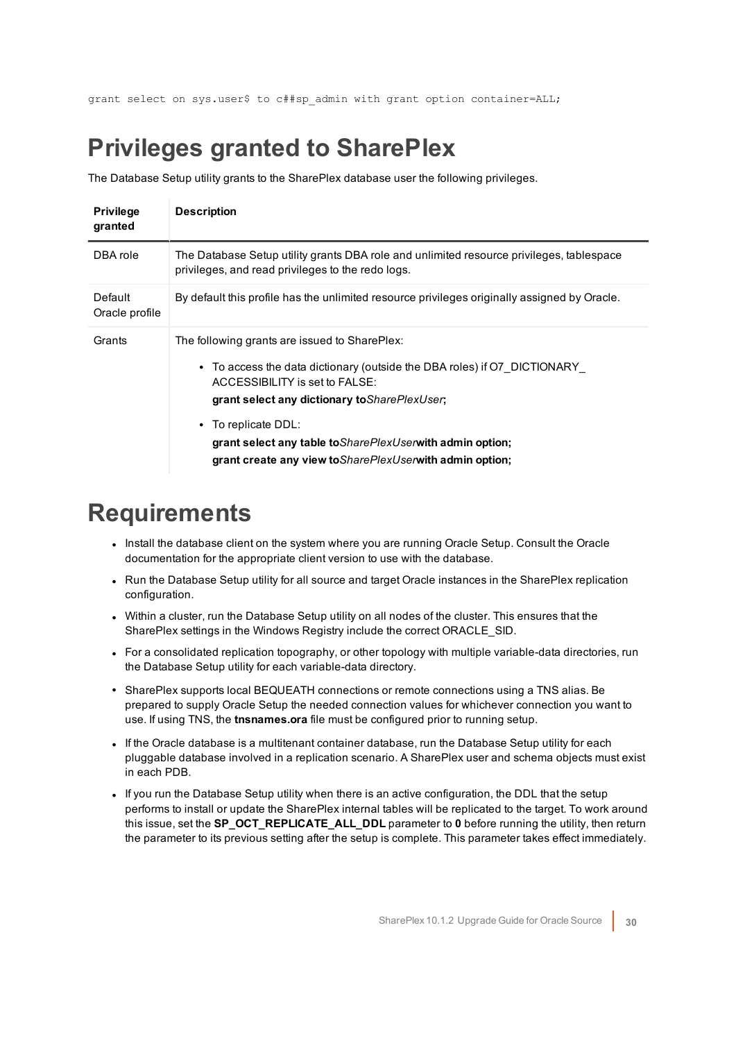```
grant select on sys.user$ to c##sp_admin with grant option container=ALL;
```

# Privileges granted to SharePlex

The Database Setup utility grants to the SharePlex database user the following privileges.

| Privilege granted | Description |
|---|---|
| DBA role | The Database Setup utility grants DBA role and unlimited resource privileges, tablespace privileges, and read privileges to the redo logs. |
| Default Oracle profile | By default this profile has the unlimited resource privileges originally assigned by Oracle. |
| Grants | The following grants are issued to SharePlex:<br>• To access the data dictionary (outside the DBA roles) if O7_DICTIONARY_ACCESSIBILITY is set to FALSE:<br>**grant select any dictionary to***SharePlexUser*;<br>• To replicate DDL:<br>**grant select any table to***SharePlexUser***with admin option;**<br>**grant create any view to***SharePlexUser***with admin option;** |

# Requirements

- Install the database client on the system where you are running Oracle Setup. Consult the Oracle documentation for the appropriate client version to use with the database.
- Run the Database Setup utility for all source and target Oracle instances in the SharePlex replication configuration.
- Within a cluster, run the Database Setup utility on all nodes of the cluster. This ensures that the SharePlex settings in the Windows Registry include the correct ORACLE_SID.
- For a consolidated replication topography, or other topology with multiple variable-data directories, run the Database Setup utility for each variable-data directory.
- SharePlex supports local BEQUEATH connections or remote connections using a TNS alias. Be prepared to supply Oracle Setup the needed connection values for whichever connection you want to use. If using TNS, the **tnsnames.ora** file must be configured prior to running setup.
- If the Oracle database is a multitenant container database, run the Database Setup utility for each pluggable database involved in a replication scenario. A SharePlex user and schema objects must exist in each PDB.
- If you run the Database Setup utility when there is an active configuration, the DDL that the setup performs to install or update the SharePlex internal tables will be replicated to the target. To work around this issue, set the **SP_OCT_REPLICATE_ALL_DDL** parameter to **0** before running the utility, then return the parameter to its previous setting after the setup is complete. This parameter takes effect immediately.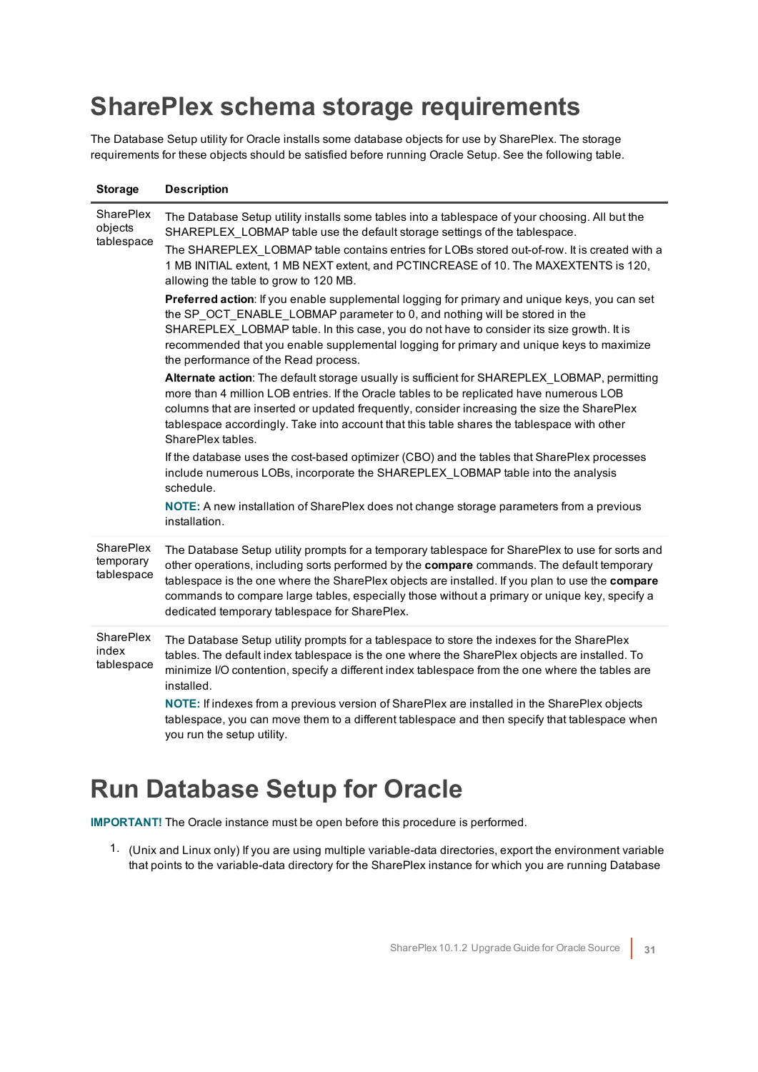# SharePlex schema storage requirements

The Database Setup utility for Oracle installs some database objects for use by SharePlex. The storage requirements for these objects should be satisfied before running Oracle Setup. See the following table.

| Storage | Description |
|---|---|
| SharePlex objects tablespace | The Database Setup utility installs some tables into a tablespace of your choosing. All but the SHAREPLEX_LOBMAP table use the default storage settings of the tablespace.<br><br>The SHAREPLEX_LOBMAP table contains entries for LOBs stored out-of-row. It is created with a 1 MB INITIAL extent, 1 MB NEXT extent, and PCTINCREASE of 10. The MAXEXTENTS is 120, allowing the table to grow to 120 MB.<br><br>**Preferred action**: If you enable supplemental logging for primary and unique keys, you can set the SP_OCT_ENABLE_LOBMAP parameter to 0, and nothing will be stored in the SHAREPLEX_LOBMAP table. In this case, you do not have to consider its size growth. It is recommended that you enable supplemental logging for primary and unique keys to maximize the performance of the Read process.<br><br>**Alternate action**: The default storage usually is sufficient for SHAREPLEX_LOBMAP, permitting more than 4 million LOB entries. If the Oracle tables to be replicated have numerous LOB columns that are inserted or updated frequently, consider increasing the size the SharePlex tablespace accordingly. Take into account that this table shares the tablespace with other SharePlex tables.<br><br>If the database uses the cost-based optimizer (CBO) and the tables that SharePlex processes include numerous LOBs, incorporate the SHAREPLEX_LOBMAP table into the analysis schedule.<br><br>**NOTE:** A new installation of SharePlex does not change storage parameters from a previous installation. |
| SharePlex temporary tablespace | The Database Setup utility prompts for a temporary tablespace for SharePlex to use for sorts and other operations, including sorts performed by the **compare** commands. The default temporary tablespace is the one where the SharePlex objects are installed. If you plan to use the **compare** commands to compare large tables, especially those without a primary or unique key, specify a dedicated temporary tablespace for SharePlex. |
| SharePlex index tablespace | The Database Setup utility prompts for a tablespace to store the indexes for the SharePlex tables. The default index tablespace is the one where the SharePlex objects are installed. To minimize I/O contention, specify a different index tablespace from the one where the tables are installed.<br><br>**NOTE:** If indexes from a previous version of SharePlex are installed in the SharePlex objects tablespace, you can move them to a different tablespace and then specify that tablespace when you run the setup utility. |

# Run Database Setup for Oracle

**IMPORTANT!** The Oracle instance must be open before this procedure is performed.

1. (Unix and Linux only) If you are using multiple variable-data directories, export the environment variable that points to the variable-data directory for the SharePlex instance for which you are running Database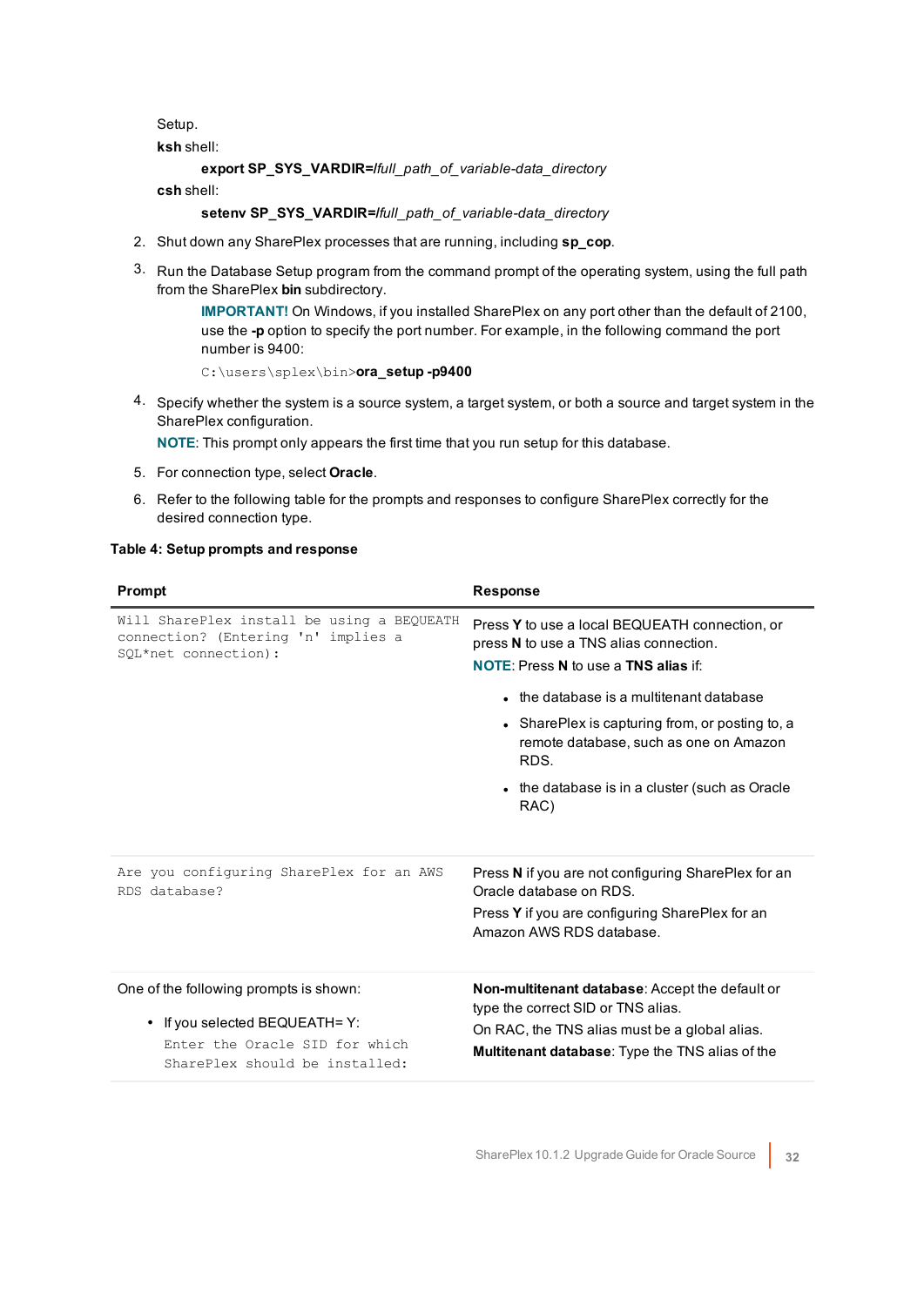Setup.

**ksh** shell:

> **export SP_SYS_VARDIR=**/*full_path_of_variable-data_directory*

**csh** shell:

> **setenv SP_SYS_VARDIR=**/*full_path_of_variable-data_directory*

2. Shut down any SharePlex processes that are running, including **sp_cop**.
3. Run the Database Setup program from the command prompt of the operating system, using the full path from the SharePlex **bin** subdirectory.

   > **IMPORTANT!** On Windows, if you installed SharePlex on any port other than the default of 2100, use the **-p** option to specify the port number. For example, in the following command the port number is 9400:
   >
   > `C:\users\splex\bin>`**ora_setup -p9400**

4. Specify whether the system is a source system, a target system, or both a source and target system in the SharePlex configuration.

   **NOTE**: This prompt only appears the first time that you run setup for this database.

5. For connection type, select **Oracle**.
6. Refer to the following table for the prompts and responses to configure SharePlex correctly for the desired connection type.

**Table 4: Setup prompts and response**

| Prompt | Response |
|---|---|
| `Will SharePlex install be using a BEQUEATH connection? (Entering 'n' implies a SQL*net connection):` | Press **Y** to use a local BEQUEATH connection, or press **N** to use a TNS alias connection.<br>**NOTE**: Press **N** to use a **TNS alias** if:<br>• the database is a multitenant database<br>• SharePlex is capturing from, or posting to, a remote database, such as one on Amazon RDS.<br>• the database is in a cluster (such as Oracle RAC) |
| `Are you configuring SharePlex for an AWS RDS database?` | Press **N** if you are not configuring SharePlex for an Oracle database on RDS.<br>Press **Y** if you are configuring SharePlex for an Amazon AWS RDS database. |
| One of the following prompts is shown:<br>• If you selected BEQUEATH= Y:<br>`Enter the Oracle SID for which SharePlex should be installed:` | **Non-multitenant database**: Accept the default or type the correct SID or TNS alias.<br>On RAC, the TNS alias must be a global alias.<br>**Multitenant database**: Type the TNS alias of the |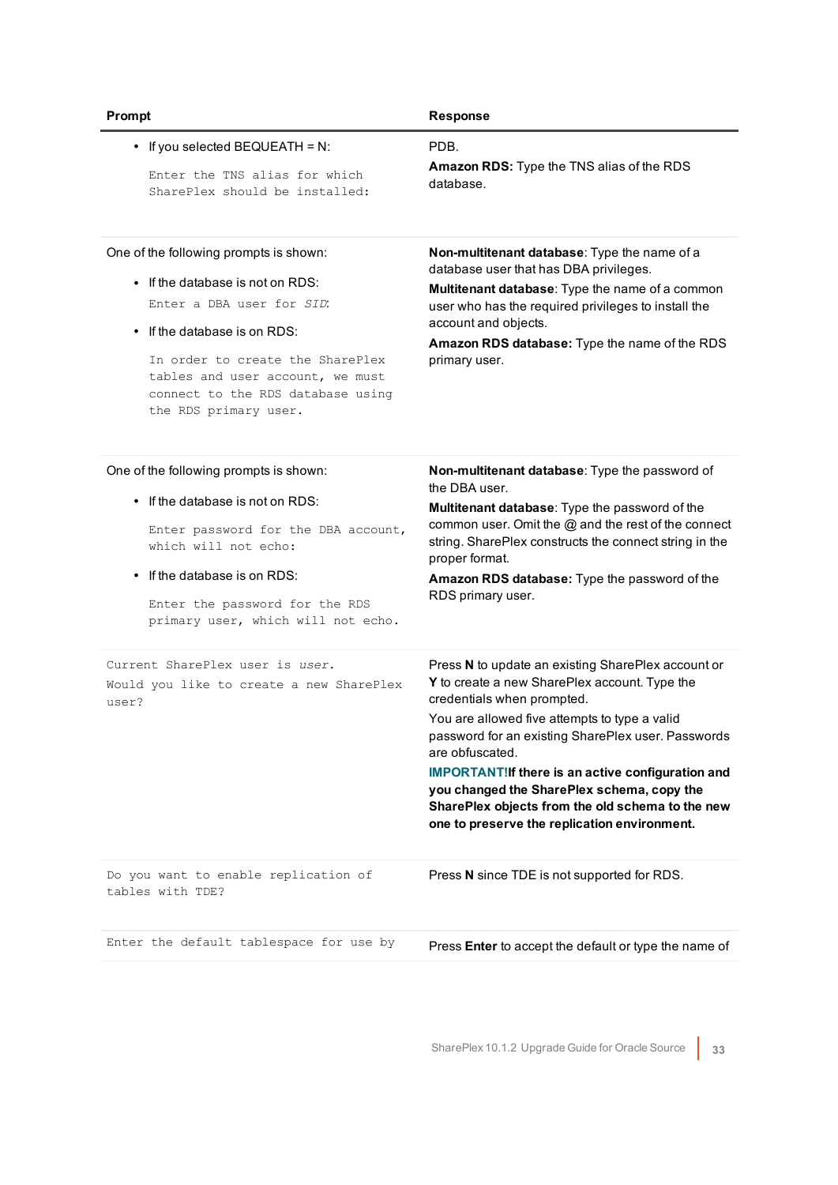| Prompt | Response |
| --- | --- |
| • If you selected BEQUEATH = N:<br>`Enter the TNS alias for which SharePlex should be installed:` | PDB.<br>**Amazon RDS:** Type the TNS alias of the RDS database. |
| One of the following prompts is shown:<br>• If the database is not on RDS:<br>`Enter a DBA user for` *`SID`*`:`<br>• If the database is on RDS:<br>`In order to create the SharePlex tables and user account, we must connect to the RDS database using the RDS primary user.` | **Non-multitenant database**: Type the name of a database user that has DBA privileges.<br>**Multitenant database**: Type the name of a common user who has the required privileges to install the account and objects.<br>**Amazon RDS database:** Type the name of the RDS primary user. |
| One of the following prompts is shown:<br>• If the database is not on RDS:<br>`Enter password for the DBA account, which will not echo:`<br>• If the database is on RDS:<br>`Enter the password for the RDS primary user, which will not echo.` | **Non-multitenant database**: Type the password of the DBA user.<br>**Multitenant database**: Type the password of the common user. Omit the @ and the rest of the connect string. SharePlex constructs the connect string in the proper format.<br>**Amazon RDS database:** Type the password of the RDS primary user. |
| `Current SharePlex user is` *`user`*`.`<br>`Would you like to create a new SharePlex user?` | Press **N** to update an existing SharePlex account or **Y** to create a new SharePlex account. Type the credentials when prompted.<br>You are allowed five attempts to type a valid password for an existing SharePlex user. Passwords are obfuscated.<br>**IMPORTANT!If there is an active configuration and you changed the SharePlex schema, copy the SharePlex objects from the old schema to the new one to preserve the replication environment.** |
| `Do you want to enable replication of tables with TDE?` | Press **N** since TDE is not supported for RDS. |
| `Enter the default tablespace for use by` | Press **Enter** to accept the default or type the name of |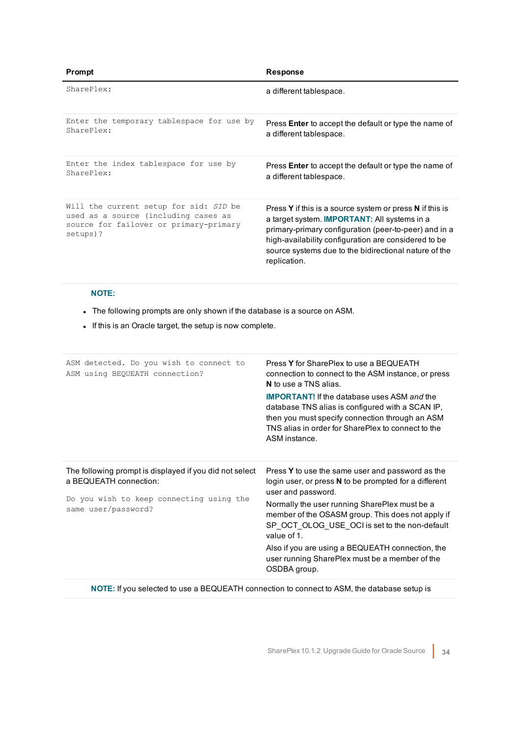| Prompt | Response |
|---|---|
| `SharePlex:` | a different tablespace. |
| `Enter the temporary tablespace for use by SharePlex:` | Press **Enter** to accept the default or type the name of a different tablespace. |
| `Enter the index tablespace for use by SharePlex:` | Press **Enter** to accept the default or type the name of a different tablespace. |
| `Will the current setup for sid:` *`SID`* `be used as a source (including cases as source for failover or primary-primary setups)?` | Press **Y** if this is a source system or press **N** if this is a target system. **IMPORTANT:** All systems in a primary-primary configuration (peer-to-peer) and in a high-availability configuration are considered to be source systems due to the bidirectional nature of the replication. |

**NOTE:**

- The following prompts are only shown if the database is a source on ASM.
- If this is an Oracle target, the setup is now complete.

| Prompt | Response |
|---|---|
| `ASM detected. Do you wish to connect to ASM using BEQUEATH connection?` | Press **Y** for SharePlex to use a BEQUEATH connection to connect to the ASM instance, or press **N** to use a TNS alias.<br>**IMPORTANT!** If the database uses ASM *and* the database TNS alias is configured with a SCAN IP, then you must specify connection through an ASM TNS alias in order for SharePlex to connect to the ASM instance. |
| The following prompt is displayed if you did not select a BEQUEATH connection:<br>`Do you wish to keep connecting using the same user/password?` | Press **Y** to use the same user and password as the login user, or press **N** to be prompted for a different user and password.<br>Normally the user running SharePlex must be a member of the OSASM group. This does not apply if SP_OCT_OLOG_USE_OCI is set to the non-default value of 1.<br>Also if you are using a BEQUEATH connection, the user running SharePlex must be a member of the OSDBA group. |

**NOTE:** If you selected to use a BEQUEATH connection to connect to ASM, the database setup is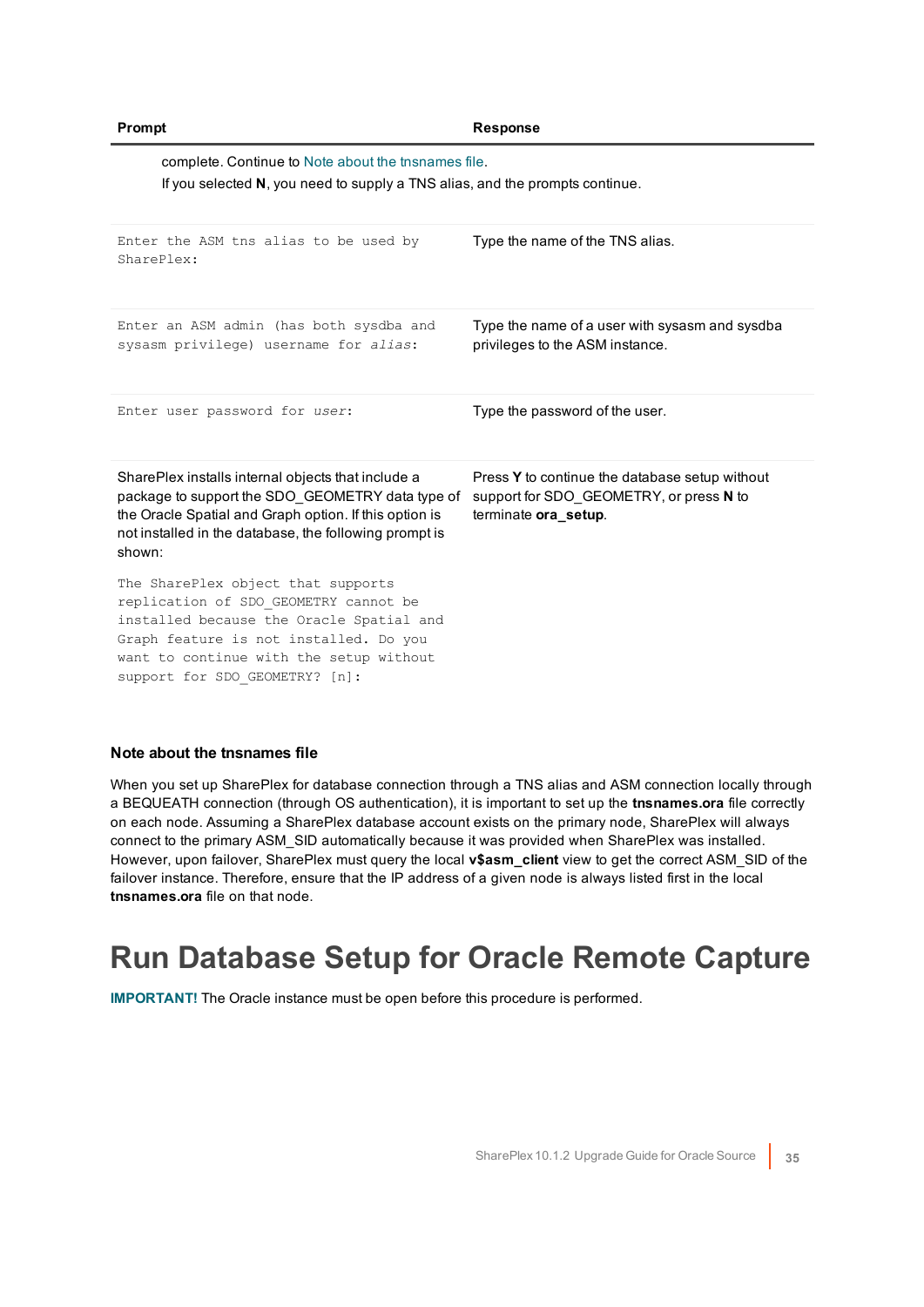| Prompt | Response |
| --- | --- |
| complete. Continue to Note about the tnsnames file.<br>If you selected **N**, you need to supply a TNS alias, and the prompts continue. | |
| `Enter the ASM tns alias to be used by SharePlex:` | Type the name of the TNS alias. |
| `Enter an ASM admin (has both sysdba and sysasm privilege) username for` *`alias`*`:` | Type the name of a user with sysasm and sysdba privileges to the ASM instance. |
| `Enter user password for` *`user`*`:` | Type the password of the user. |
| SharePlex installs internal objects that include a package to support the SDO_GEOMETRY data type of the Oracle Spatial and Graph option. If this option is not installed in the database, the following prompt is shown:<br><br>`The SharePlex object that supports replication of SDO_GEOMETRY cannot be installed because the Oracle Spatial and Graph feature is not installed. Do you want to continue with the setup without support for SDO_GEOMETRY? [n]:` | Press **Y** to continue the database setup without support for SDO_GEOMETRY, or press **N** to terminate **ora_setup**. |

### Note about the tnsnames file

When you set up SharePlex for database connection through a TNS alias and ASM connection locally through a BEQUEATH connection (through OS authentication), it is important to set up the **tnsnames.ora** file correctly on each node. Assuming a SharePlex database account exists on the primary node, SharePlex will always connect to the primary ASM_SID automatically because it was provided when SharePlex was installed. However, upon failover, SharePlex must query the local **v$asm_client** view to get the correct ASM_SID of the failover instance. Therefore, ensure that the IP address of a given node is always listed first in the local **tnsnames.ora** file on that node.

# Run Database Setup for Oracle Remote Capture

**IMPORTANT!** The Oracle instance must be open before this procedure is performed.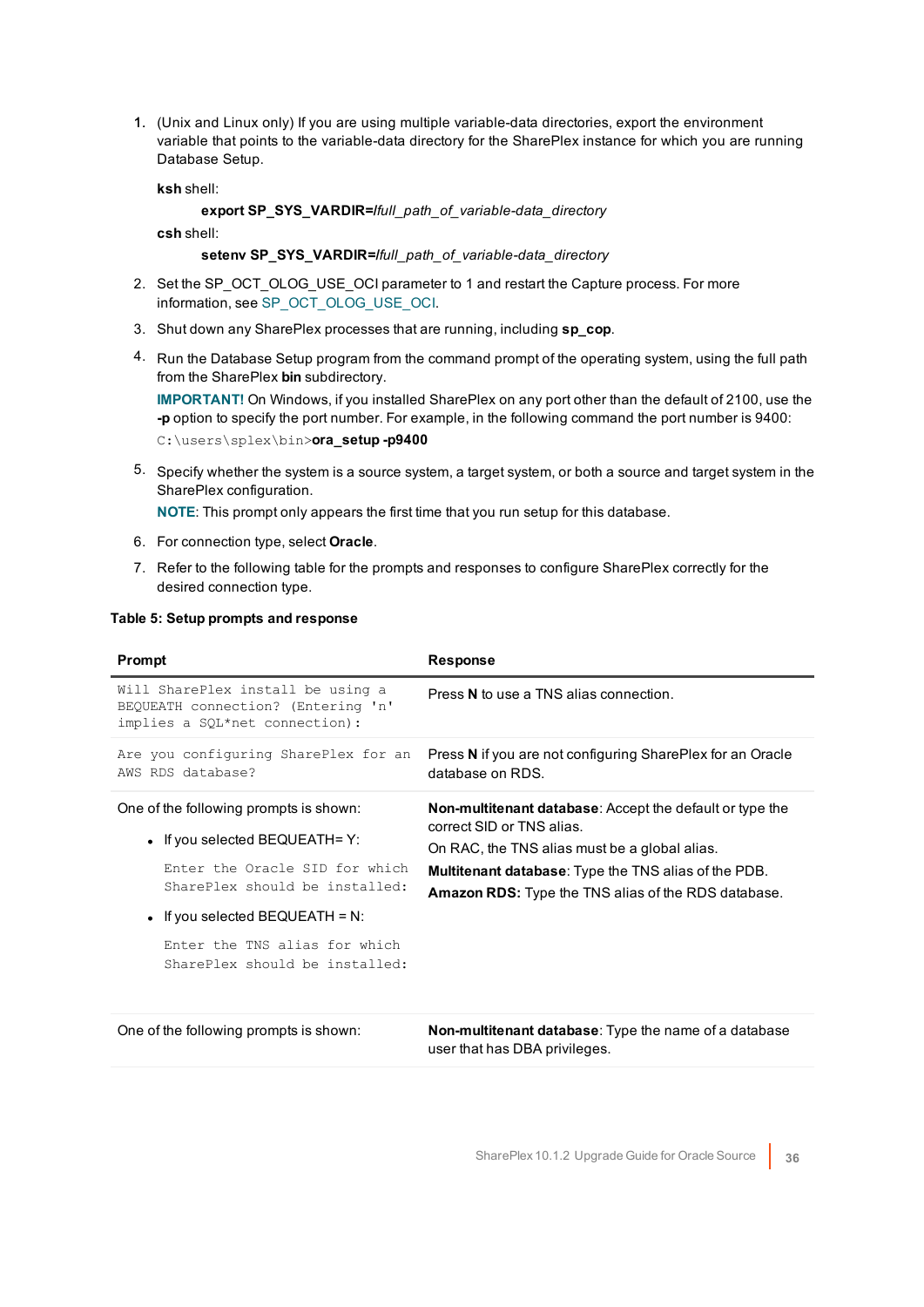1. (Unix and Linux only) If you are using multiple variable-data directories, export the environment variable that points to the variable-data directory for the SharePlex instance for which you are running Database Setup.

   **ksh** shell:

   > **export SP_SYS_VARDIR=/***full_path_of_variable-data_directory*

   **csh** shell:

   > **setenv SP_SYS_VARDIR=/***full_path_of_variable-data_directory*

2. Set the SP_OCT_OLOG_USE_OCI parameter to 1 and restart the Capture process. For more information, see SP_OCT_OLOG_USE_OCI.
3. Shut down any SharePlex processes that are running, including **sp_cop**.
4. Run the Database Setup program from the command prompt of the operating system, using the full path from the SharePlex **bin** subdirectory.

   **IMPORTANT!** On Windows, if you installed SharePlex on any port other than the default of 2100, use the **-p** option to specify the port number. For example, in the following command the port number is 9400:

   `C:\users\splex\bin>`**ora_setup -p9400**

5. Specify whether the system is a source system, a target system, or both a source and target system in the SharePlex configuration.

   **NOTE**: This prompt only appears the first time that you run setup for this database.

6. For connection type, select **Oracle**.
7. Refer to the following table for the prompts and responses to configure SharePlex correctly for the desired connection type.

**Table 5: Setup prompts and response**

| Prompt | Response |
|---|---|
| `Will SharePlex install be using a BEQUEATH connection? (Entering 'n' implies a SQL*net connection):` | Press **N** to use a TNS alias connection. |
| `Are you configuring SharePlex for an AWS RDS database?` | Press **N** if you are not configuring SharePlex for an Oracle database on RDS. |
| One of the following prompts is shown:<br>• If you selected BEQUEATH= Y:<br>`Enter the Oracle SID for which SharePlex should be installed:`<br>• If you selected BEQUEATH = N:<br>`Enter the TNS alias for which SharePlex should be installed:` | **Non-multitenant database**: Accept the default or type the correct SID or TNS alias.<br>On RAC, the TNS alias must be a global alias.<br>**Multitenant database**: Type the TNS alias of the PDB.<br>**Amazon RDS:** Type the TNS alias of the RDS database. |
| One of the following prompts is shown: | **Non-multitenant database**: Type the name of a database user that has DBA privileges. |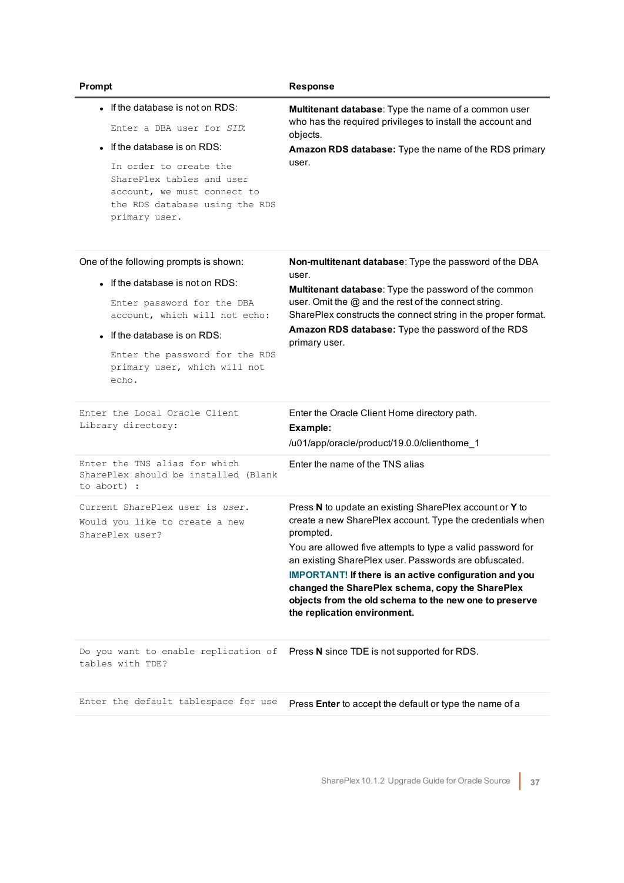| Prompt | Response |
| --- | --- |
| <ul><li>If the database is not on RDS:</li></ul>`Enter a DBA user for SID:`<ul><li>If the database is on RDS:</li></ul>`In order to create the SharePlex tables and user account, we must connect to the RDS database using the RDS primary user.` | **Multitenant database**: Type the name of a common user who has the required privileges to install the account and objects.<br>**Amazon RDS database:** Type the name of the RDS primary user. |
| One of the following prompts is shown:<ul><li>If the database is not on RDS:</li></ul>`Enter password for the DBA account, which will not echo:`<ul><li>If the database is on RDS:</li></ul>`Enter the password for the RDS primary user, which will not echo.` | **Non-multitenant database**: Type the password of the DBA user.<br>**Multitenant database**: Type the password of the common user. Omit the @ and the rest of the connect string. SharePlex constructs the connect string in the proper format.<br>**Amazon RDS database:** Type the password of the RDS primary user. |
| `Enter the Local Oracle Client Library directory:` | Enter the Oracle Client Home directory path.<br>**Example:**<br>/u01/app/oracle/product/19.0.0/clienthome_1 |
| `Enter the TNS alias for which SharePlex should be installed (Blank to abort) :` | Enter the name of the TNS alias |
| `Current SharePlex user is` *`user`*`.`<br>`Would you like to create a new SharePlex user?` | Press **N** to update an existing SharePlex account or **Y** to create a new SharePlex account. Type the credentials when prompted.<br>You are allowed five attempts to type a valid password for an existing SharePlex user. Passwords are obfuscated.<br>**IMPORTANT! If there is an active configuration and you changed the SharePlex schema, copy the SharePlex objects from the old schema to the new one to preserve the replication environment.** |
| `Do you want to enable replication of tables with TDE?` | Press **N** since TDE is not supported for RDS. |
| `Enter the default tablespace for use` | Press **Enter** to accept the default or type the name of a |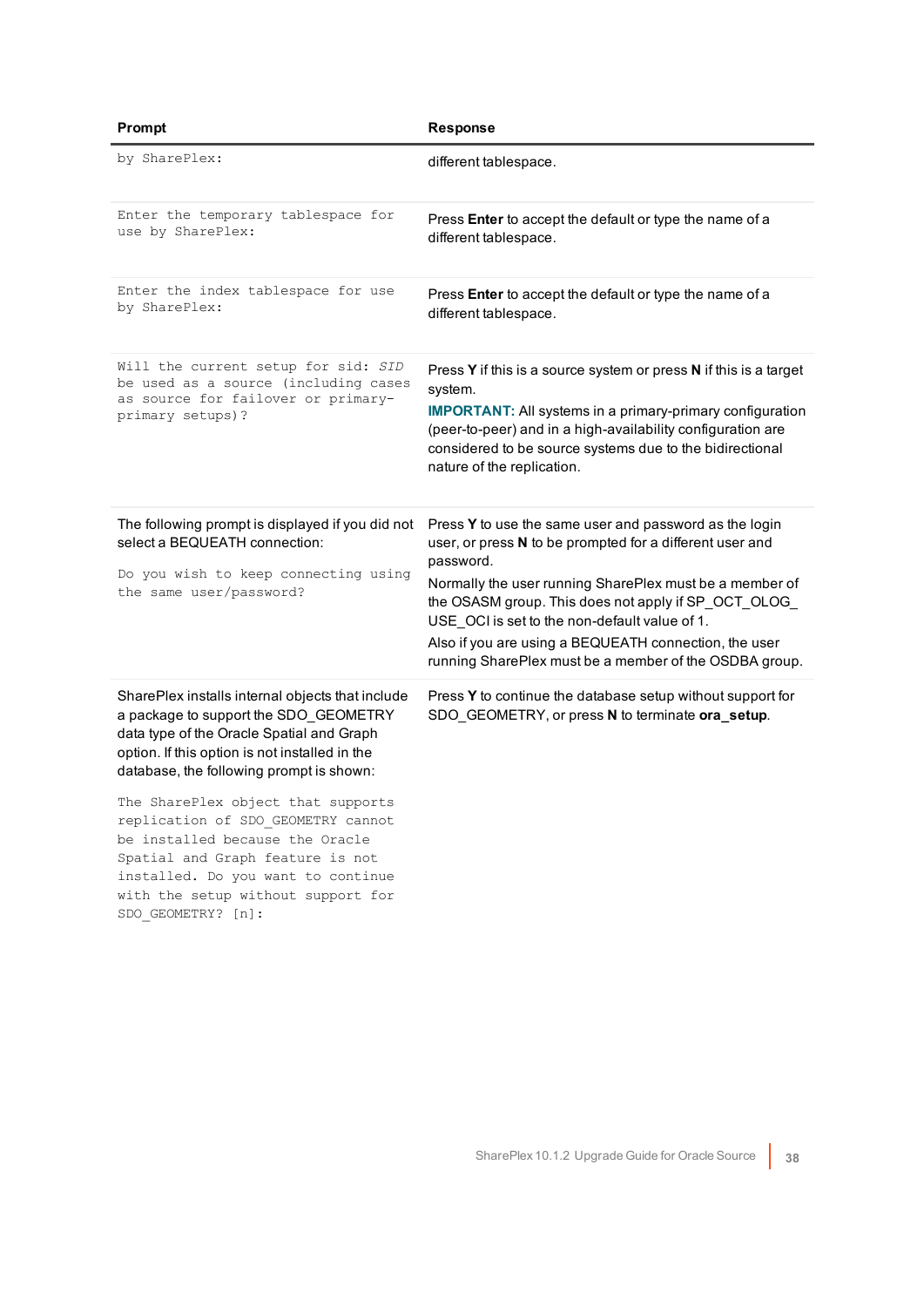| Prompt | Response |
|---|---|
| `by SharePlex:` | different tablespace. |
| `Enter the temporary tablespace for use by SharePlex:` | Press **Enter** to accept the default or type the name of a different tablespace. |
| `Enter the index tablespace for use by SharePlex:` | Press **Enter** to accept the default or type the name of a different tablespace. |
| `Will the current setup for sid: *SID* be used as a source (including cases as source for failover or primary-primary setups)?` | Press **Y** if this is a source system or press **N** if this is a target system.<br>**IMPORTANT:** All systems in a primary-primary configuration (peer-to-peer) and in a high-availability configuration are considered to be source systems due to the bidirectional nature of the replication. |
| The following prompt is displayed if you did not select a BEQUEATH connection:<br>`Do you wish to keep connecting using the same user/password?` | Press **Y** to use the same user and password as the login user, or press **N** to be prompted for a different user and password.<br>Normally the user running SharePlex must be a member of the OSASM group. This does not apply if SP_OCT_OLOG_USE_OCI is set to the non-default value of 1.<br>Also if you are using a BEQUEATH connection, the user running SharePlex must be a member of the OSDBA group. |
| SharePlex installs internal objects that include a package to support the SDO_GEOMETRY data type of the Oracle Spatial and Graph option. If this option is not installed in the database, the following prompt is shown:<br>`The SharePlex object that supports replication of SDO_GEOMETRY cannot be installed because the Oracle Spatial and Graph feature is not installed. Do you want to continue with the setup without support for SDO_GEOMETRY? [n]:` | Press **Y** to continue the database setup without support for SDO_GEOMETRY, or press **N** to terminate **ora_setup**. |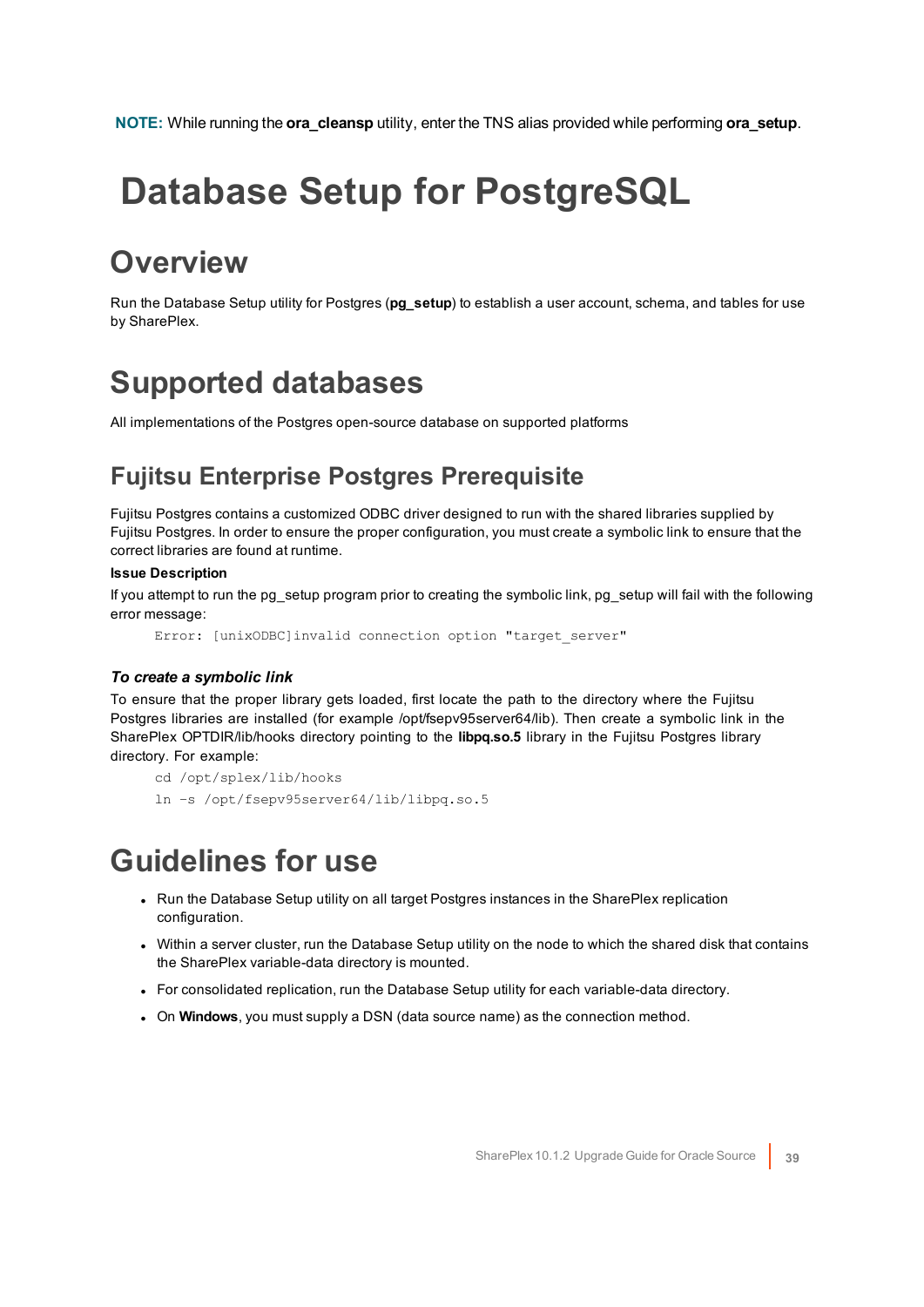**NOTE:** While running the **ora_cleansp** utility, enter the TNS alias provided while performing **ora_setup**.

# Database Setup for PostgreSQL

## Overview

Run the Database Setup utility for Postgres (**pg_setup**) to establish a user account, schema, and tables for use by SharePlex.

## Supported databases

All implementations of the Postgres open-source database on supported platforms

### Fujitsu Enterprise Postgres Prerequisite

Fujitsu Postgres contains a customized ODBC driver designed to run with the shared libraries supplied by Fujitsu Postgres. In order to ensure the proper configuration, you must create a symbolic link to ensure that the correct libraries are found at runtime.

**Issue Description**

If you attempt to run the pg_setup program prior to creating the symbolic link, pg_setup will fail with the following error message:

```
Error: [unixODBC]invalid connection option "target_server"
```

***To create a symbolic link***

To ensure that the proper library gets loaded, first locate the path to the directory where the Fujitsu Postgres libraries are installed (for example /opt/fsepv95server64/lib). Then create a symbolic link in the SharePlex OPTDIR/lib/hooks directory pointing to the **libpq.so.5** library in the Fujitsu Postgres library directory. For example:

```
cd /opt/splex/lib/hooks
ln -s /opt/fsepv95server64/lib/libpq.so.5
```

## Guidelines for use

- Run the Database Setup utility on all target Postgres instances in the SharePlex replication configuration.
- Within a server cluster, run the Database Setup utility on the node to which the shared disk that contains the SharePlex variable-data directory is mounted.
- For consolidated replication, run the Database Setup utility for each variable-data directory.
- On **Windows**, you must supply a DSN (data source name) as the connection method.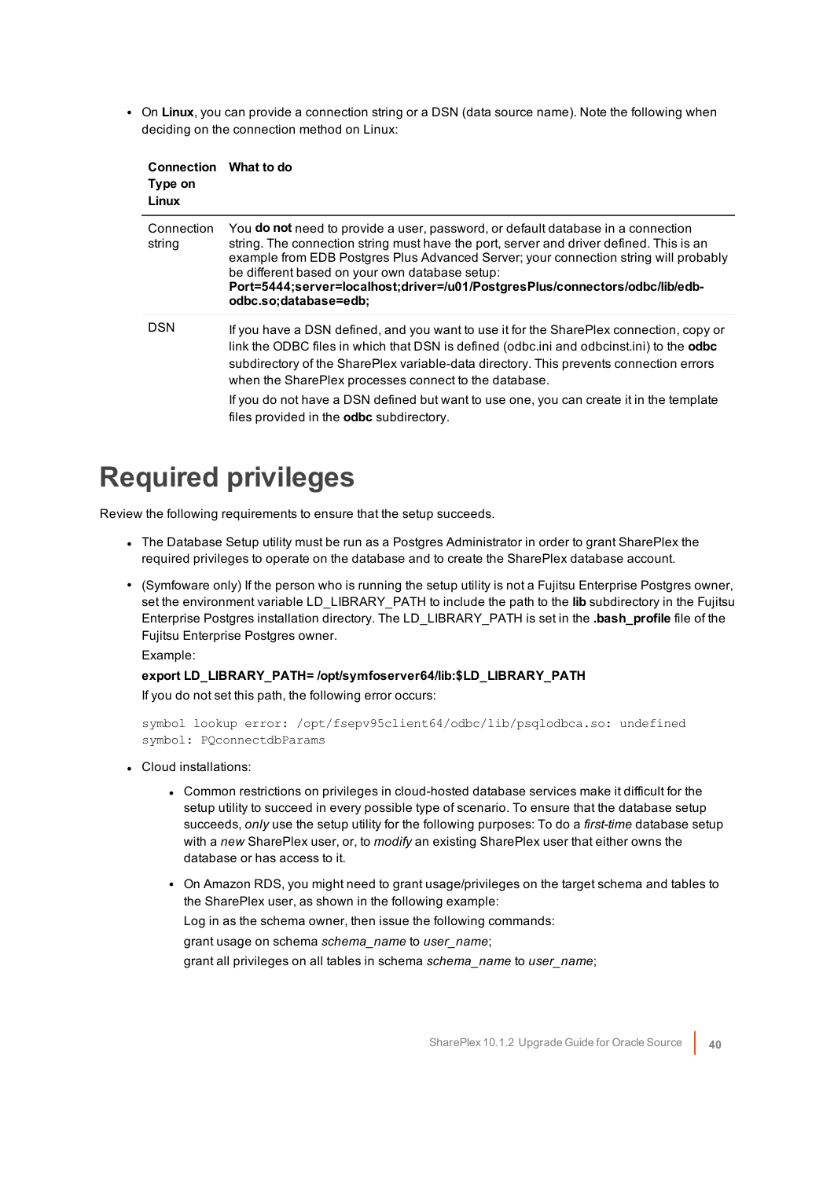- On **Linux**, you can provide a connection string or a DSN (data source name). Note the following when deciding on the connection method on Linux:

| Connection Type on Linux | What to do |
|---|---|
| Connection string | You **do not** need to provide a user, password, or default database in a connection string. The connection string must have the port, server and driver defined. This is an example from EDB Postgres Plus Advanced Server; your connection string will probably be different based on your own database setup: **Port=5444;server=localhost;driver=/u01/PostgresPlus/connectors/odbc/lib/edb-odbc.so;database=edb;** |
| DSN | If you have a DSN defined, and you want to use it for the SharePlex connection, copy or link the ODBC files in which that DSN is defined (odbc.ini and odbcinst.ini) to the **odbc** subdirectory of the SharePlex variable-data directory. This prevents connection errors when the SharePlex processes connect to the database. If you do not have a DSN defined but want to use one, you can create it in the template files provided in the **odbc** subdirectory. |

# Required privileges

Review the following requirements to ensure that the setup succeeds.

- The Database Setup utility must be run as a Postgres Administrator in order to grant SharePlex the required privileges to operate on the database and to create the SharePlex database account.
- (Symfoware only) If the person who is running the setup utility is not a Fujitsu Enterprise Postgres owner, set the environment variable LD_LIBRARY_PATH to include the path to the **lib** subdirectory in the Fujitsu Enterprise Postgres installation directory. The LD_LIBRARY_PATH is set in the **.bash_profile** file of the Fujitsu Enterprise Postgres owner.

  Example:

  **export LD_LIBRARY_PATH= /opt/symfoserver64/lib:$LD_LIBRARY_PATH**

  If you do not set this path, the following error occurs:

  ```
  symbol lookup error: /opt/fsepv95client64/odbc/lib/psqlodbca.so: undefined
  symbol: PQconnectdbParams
  ```

- Cloud installations:
  - Common restrictions on privileges in cloud-hosted database services make it difficult for the setup utility to succeed in every possible type of scenario. To ensure that the database setup succeeds, *only* use the setup utility for the following purposes: To do a *first-time* database setup with a *new* SharePlex user, or, to *modify* an existing SharePlex user that either owns the database or has access to it.
  - On Amazon RDS, you might need to grant usage/privileges on the target schema and tables to the SharePlex user, as shown in the following example:

    Log in as the schema owner, then issue the following commands:

    grant usage on schema *schema_name* to *user_name*;

    grant all privileges on all tables in schema *schema_name* to *user_name*;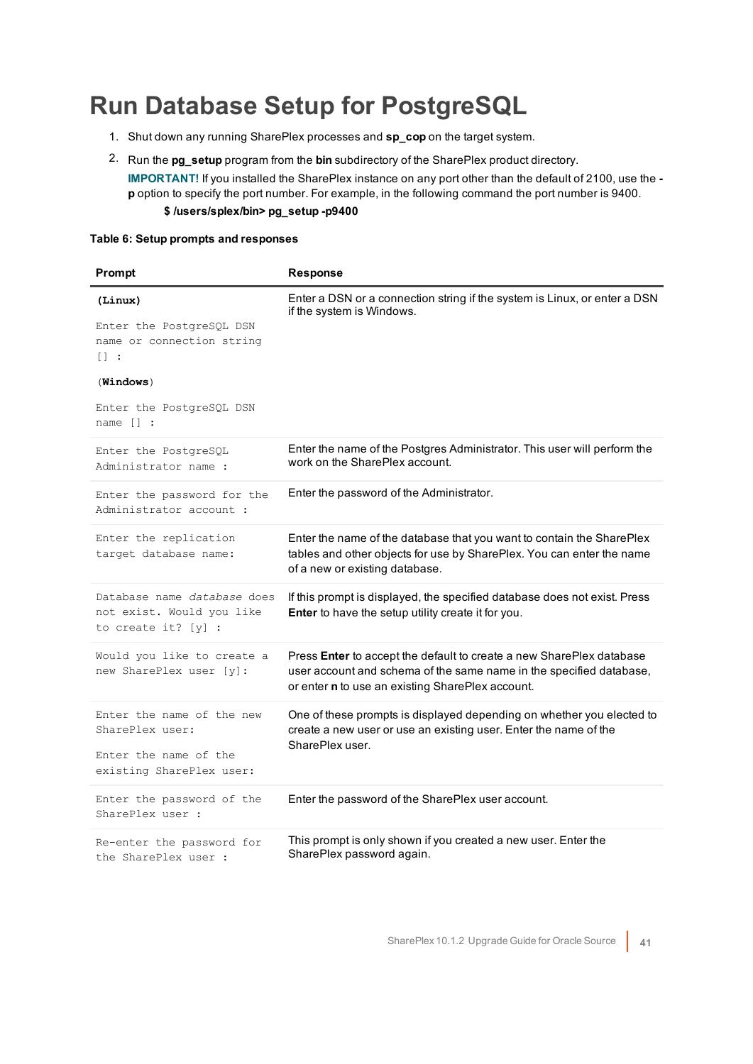# Run Database Setup for PostgreSQL

1. Shut down any running SharePlex processes and **sp_cop** on the target system.
2. Run the **pg_setup** program from the **bin** subdirectory of the SharePlex product directory.

   **IMPORTANT!** If you installed the SharePlex instance on any port other than the default of 2100, use the **-p** option to specify the port number. For example, in the following command the port number is 9400.

   **$ /users/splex/bin> pg_setup -p9400**

**Table 6: Setup prompts and responses**

| Prompt | Response |
|---|---|
| **(Linux)**<br>`Enter the PostgreSQL DSN name or connection string [] :`<br>**(Windows)**<br>`Enter the PostgreSQL DSN name [] :` | Enter a DSN or a connection string if the system is Linux, or enter a DSN if the system is Windows. |
| `Enter the PostgreSQL Administrator name :` | Enter the name of the Postgres Administrator. This user will perform the work on the SharePlex account. |
| `Enter the password for the Administrator account :` | Enter the password of the Administrator. |
| `Enter the replication target database name:` | Enter the name of the database that you want to contain the SharePlex tables and other objects for use by SharePlex. You can enter the name of a new or existing database. |
| `Database name` *`database`* `does not exist. Would you like to create it? [y] :` | If this prompt is displayed, the specified database does not exist. Press **Enter** to have the setup utility create it for you. |
| `Would you like to create a new SharePlex user [y]:` | Press **Enter** to accept the default to create a new SharePlex database user account and schema of the same name in the specified database, or enter **n** to use an existing SharePlex account. |
| `Enter the name of the new SharePlex user:`<br>`Enter the name of the existing SharePlex user:` | One of these prompts is displayed depending on whether you elected to create a new user or use an existing user. Enter the name of the SharePlex user. |
| `Enter the password of the SharePlex user :` | Enter the password of the SharePlex user account. |
| `Re-enter the password for the SharePlex user :` | This prompt is only shown if you created a new user. Enter the SharePlex password again. |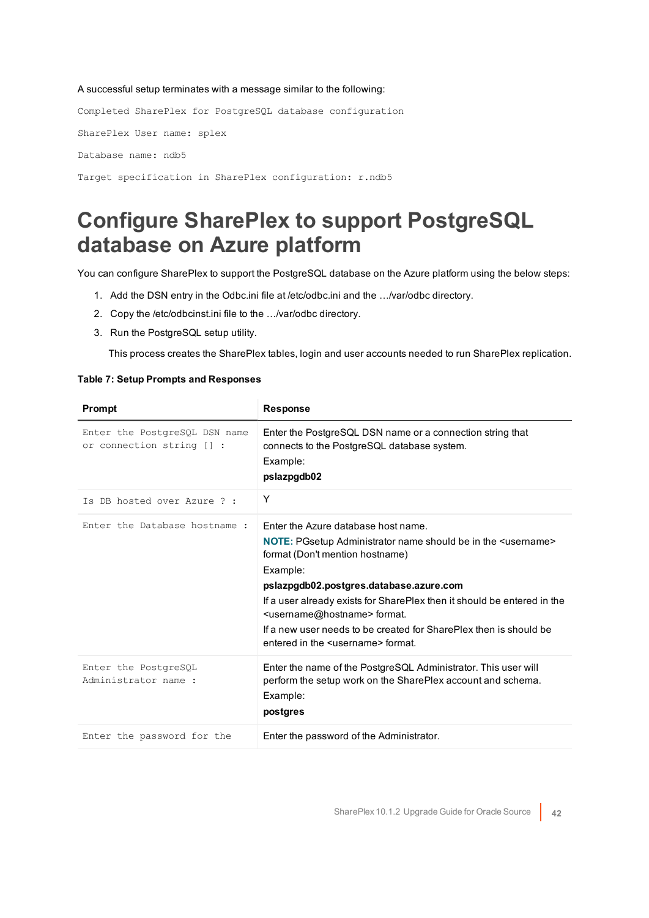A successful setup terminates with a message similar to the following:

```
Completed SharePlex for PostgreSQL database configuration

SharePlex User name: splex

Database name: ndb5

Target specification in SharePlex configuration: r.ndb5
```

# Configure SharePlex to support PostgreSQL database on Azure platform

You can configure SharePlex to support the PostgreSQL database on the Azure platform using the below steps:

1. Add the DSN entry in the Odbc.ini file at /etc/odbc.ini and the …/var/odbc directory.
2. Copy the /etc/odbcinst.ini file to the …/var/odbc directory.
3. Run the PostgreSQL setup utility.

   This process creates the SharePlex tables, login and user accounts needed to run SharePlex replication.

**Table 7: Setup Prompts and Responses**

| Prompt | Response |
|---|---|
| `Enter the PostgreSQL DSN name or connection string [] :` | Enter the PostgreSQL DSN name or a connection string that connects to the PostgreSQL database system.<br>Example:<br>**pslazpgdb02** |
| `Is DB hosted over Azure ? :` | Y |
| `Enter the Database hostname :` | Enter the Azure database host name.<br>**NOTE:** PGsetup Administrator name should be in the <username> format (Don't mention hostname)<br>Example:<br>**pslazpgdb02.postgres.database.azure.com**<br>If a user already exists for SharePlex then it should be entered in the <username@hostname> format.<br>If a new user needs to be created for SharePlex then is should be entered in the <username> format. |
| `Enter the PostgreSQL Administrator name :` | Enter the name of the PostgreSQL Administrator. This user will perform the setup work on the SharePlex account and schema.<br>Example:<br>**postgres** |
| `Enter the password for the` | Enter the password of the Administrator. |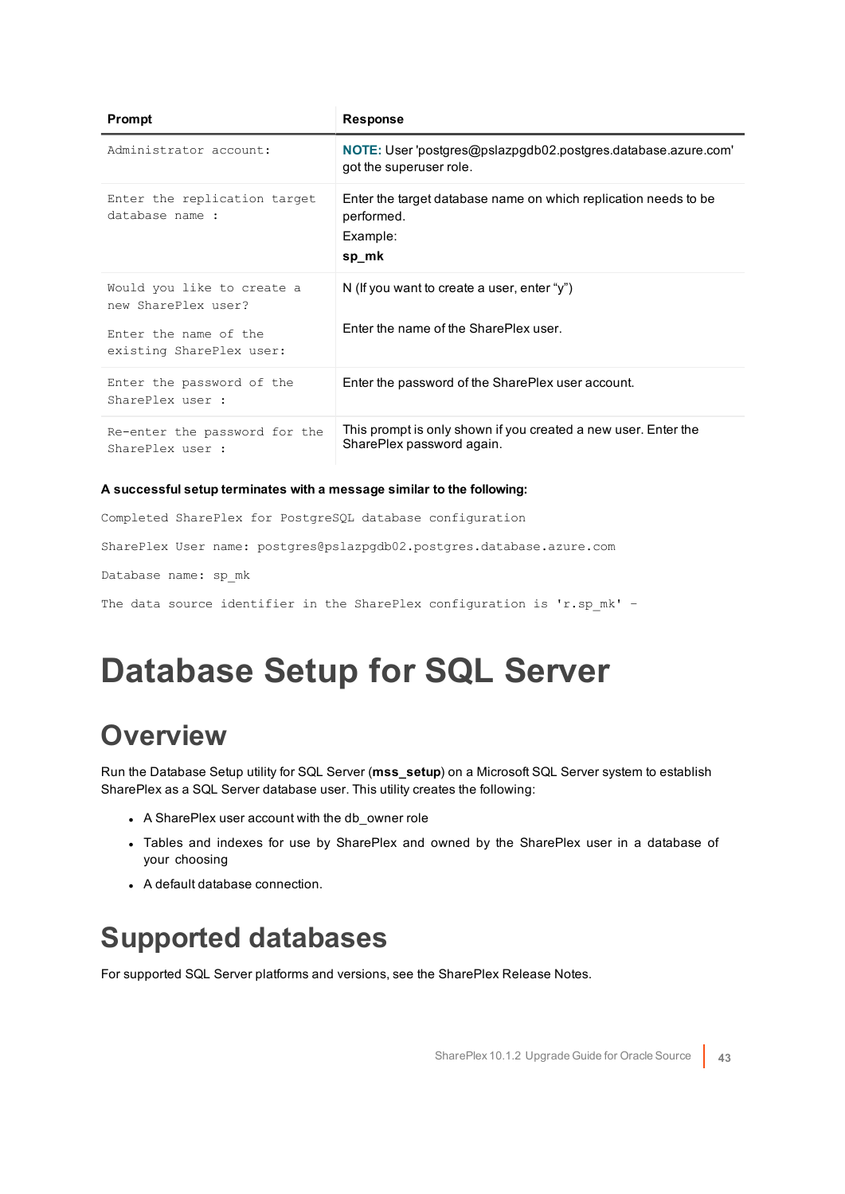| Prompt | Response |
|---|---|
| `Administrator account:` | **NOTE:** User 'postgres@pslazpgdb02.postgres.database.azure.com' got the superuser role. |
| `Enter the replication target database name :` | Enter the target database name on which replication needs to be performed.<br>Example:<br>**sp_mk** |
| `Would you like to create a new SharePlex user?`<br><br>`Enter the name of the existing SharePlex user:` | N (If you want to create a user, enter “y”)<br><br>Enter the name of the SharePlex user. |
| `Enter the password of the SharePlex user :` | Enter the password of the SharePlex user account. |
| `Re-enter the password for the SharePlex user :` | This prompt is only shown if you created a new user. Enter the SharePlex password again. |

**A successful setup terminates with a message similar to the following:**

```
Completed SharePlex for PostgreSQL database configuration

SharePlex User name: postgres@pslazpgdb02.postgres.database.azure.com

Database name: sp_mk

The data source identifier in the SharePlex configuration is 'r.sp_mk' –
```

# Database Setup for SQL Server

## Overview

Run the Database Setup utility for SQL Server (**mss_setup**) on a Microsoft SQL Server system to establish SharePlex as a SQL Server database user. This utility creates the following:

- A SharePlex user account with the db_owner role
- Tables and indexes for use by SharePlex and owned by the SharePlex user in a database of your choosing
- A default database connection.

## Supported databases

For supported SQL Server platforms and versions, see the SharePlex Release Notes.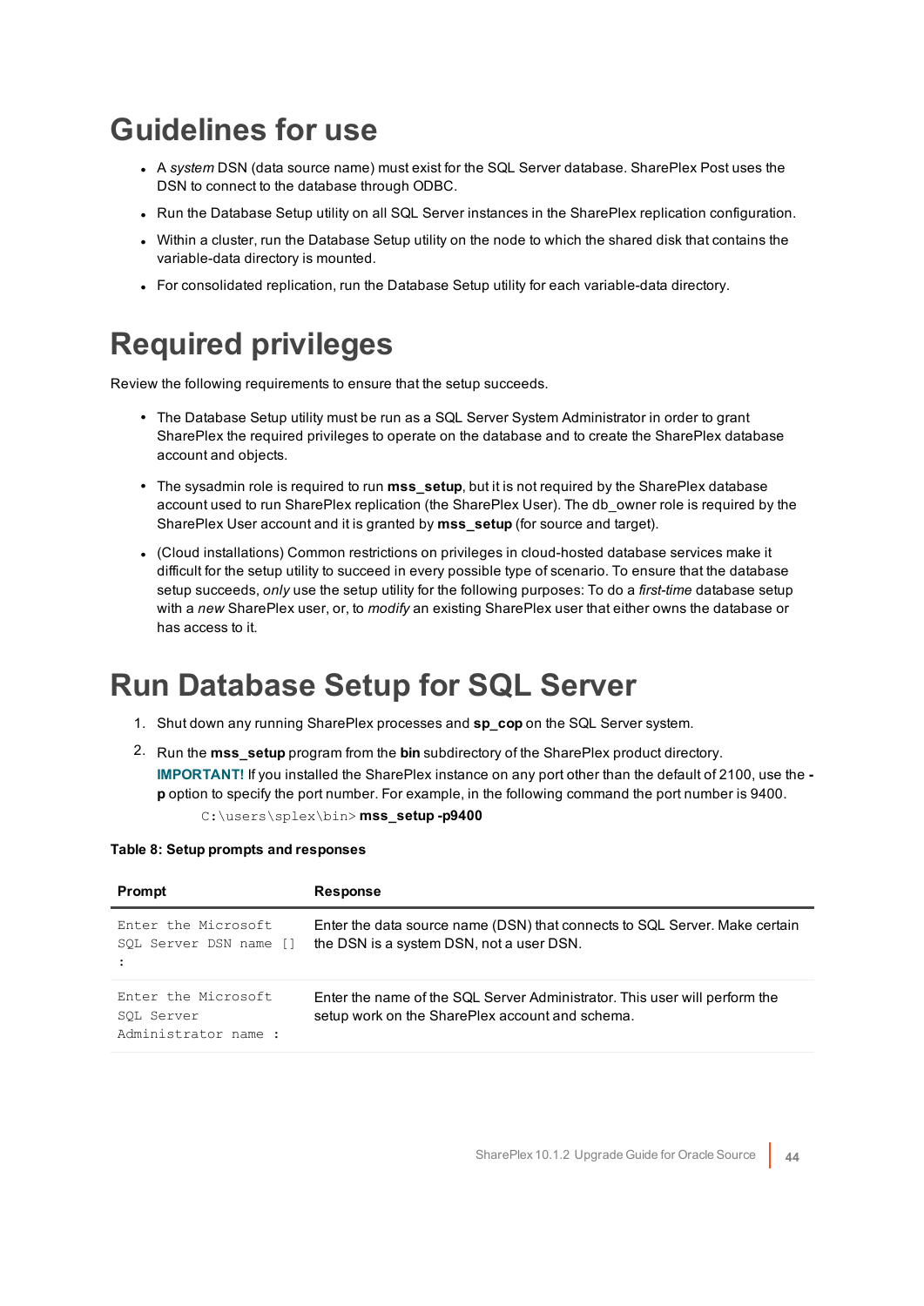# Guidelines for use

- A *system* DSN (data source name) must exist for the SQL Server database. SharePlex Post uses the DSN to connect to the database through ODBC.
- Run the Database Setup utility on all SQL Server instances in the SharePlex replication configuration.
- Within a cluster, run the Database Setup utility on the node to which the shared disk that contains the variable-data directory is mounted.
- For consolidated replication, run the Database Setup utility for each variable-data directory.

# Required privileges

Review the following requirements to ensure that the setup succeeds.

- The Database Setup utility must be run as a SQL Server System Administrator in order to grant SharePlex the required privileges to operate on the database and to create the SharePlex database account and objects.
- The sysadmin role is required to run **mss_setup**, but it is not required by the SharePlex database account used to run SharePlex replication (the SharePlex User). The db_owner role is required by the SharePlex User account and it is granted by **mss_setup** (for source and target).
- (Cloud installations) Common restrictions on privileges in cloud-hosted database services make it difficult for the setup utility to succeed in every possible type of scenario. To ensure that the database setup succeeds, *only* use the setup utility for the following purposes: To do a *first-time* database setup with a *new* SharePlex user, or, to *modify* an existing SharePlex user that either owns the database or has access to it.

# Run Database Setup for SQL Server

1. Shut down any running SharePlex processes and **sp_cop** on the SQL Server system.
2. Run the **mss_setup** program from the **bin** subdirectory of the SharePlex product directory.

   **IMPORTANT!** If you installed the SharePlex instance on any port other than the default of 2100, use the **-p** option to specify the port number. For example, in the following command the port number is 9400.

   ```
   C:\users\splex\bin> mss_setup -p9400
   ```

**Table 8: Setup prompts and responses**

| Prompt | Response |
| --- | --- |
| `Enter the Microsoft SQL Server DSN name [] :` | Enter the data source name (DSN) that connects to SQL Server. Make certain the DSN is a system DSN, not a user DSN. |
| `Enter the Microsoft SQL Server Administrator name :` | Enter the name of the SQL Server Administrator. This user will perform the setup work on the SharePlex account and schema. |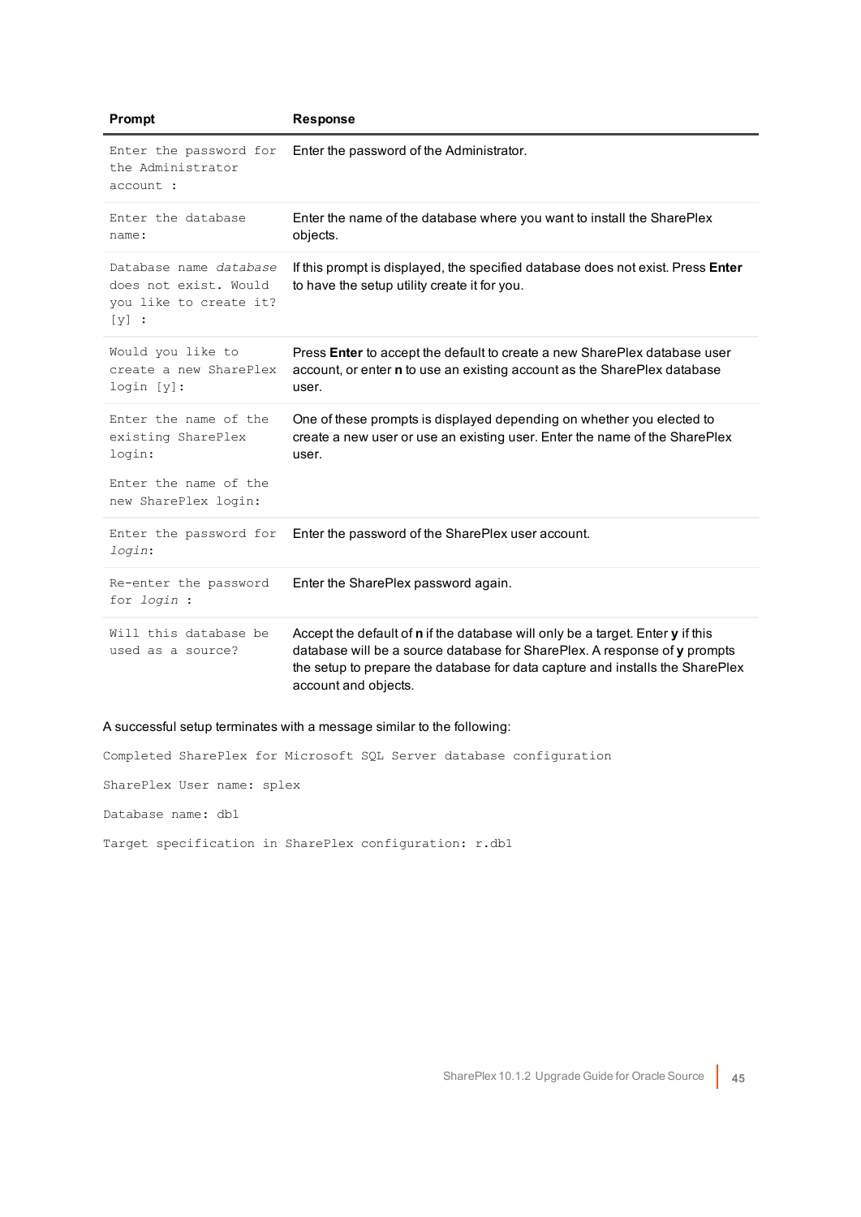| Prompt | Response |
|---|---|
| `Enter the password for the Administrator account :` | Enter the password of the Administrator. |
| `Enter the database name:` | Enter the name of the database where you want to install the SharePlex objects. |
| `Database name` *`database`* `does not exist. Would you like to create it? [y] :` | If this prompt is displayed, the specified database does not exist. Press **Enter** to have the setup utility create it for you. |
| `Would you like to create a new SharePlex login [y]:` | Press **Enter** to accept the default to create a new SharePlex database user account, or enter **n** to use an existing account as the SharePlex database user. |
| `Enter the name of the existing SharePlex login:` <br><br> `Enter the name of the new SharePlex login:` | One of these prompts is displayed depending on whether you elected to create a new user or use an existing user. Enter the name of the SharePlex user. |
| `Enter the password for` *`login`*`:` | Enter the password of the SharePlex user account. |
| `Re-enter the password for` *`login`* `:` | Enter the SharePlex password again. |
| `Will this database be used as a source?` | Accept the default of **n** if the database will only be a target. Enter **y** if this database will be a source database for SharePlex. A response of **y** prompts the setup to prepare the database for data capture and installs the SharePlex account and objects. |

A successful setup terminates with a message similar to the following:

```
Completed SharePlex for Microsoft SQL Server database configuration

SharePlex User name: splex

Database name: db1

Target specification in SharePlex configuration: r.db1
```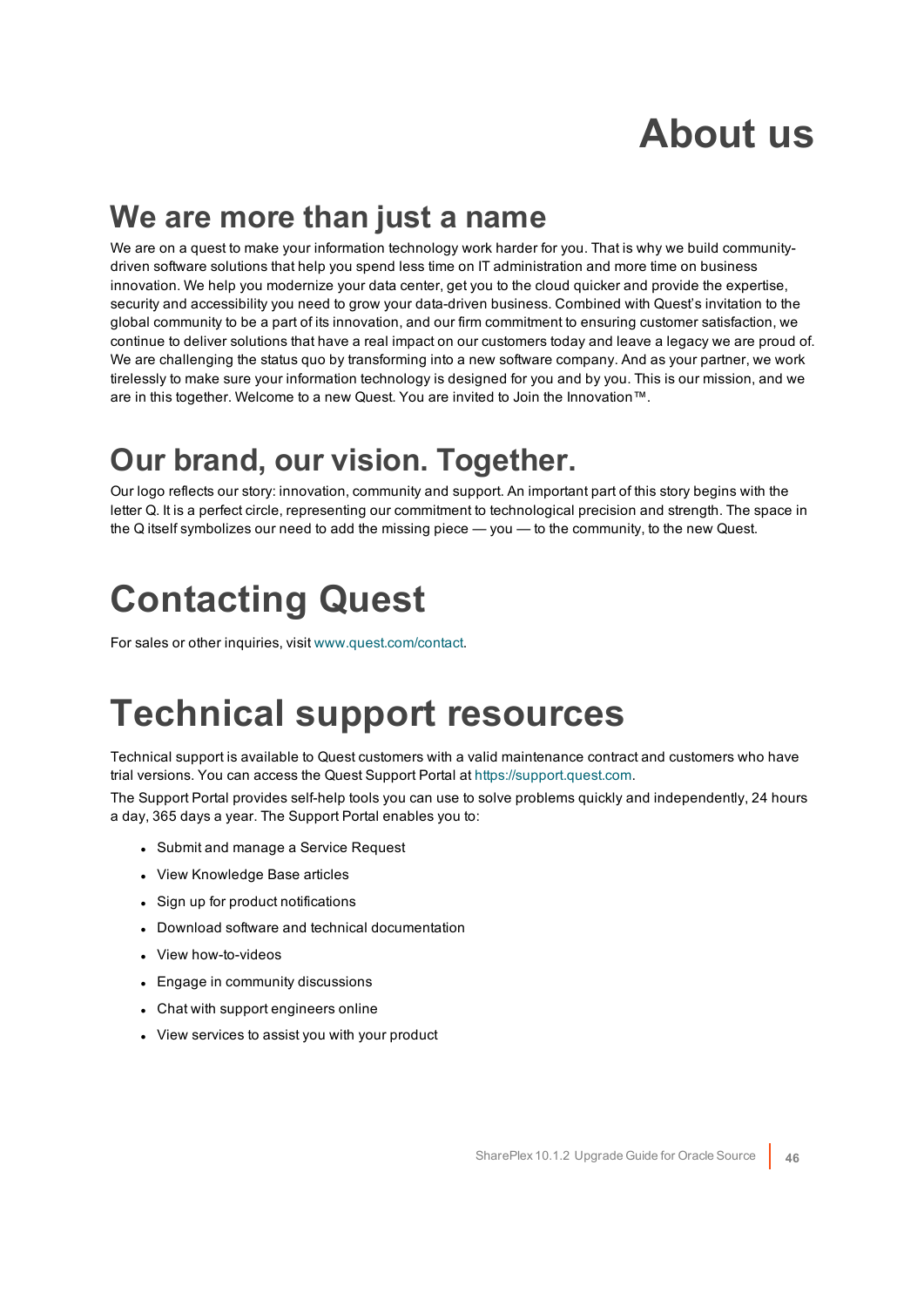# About us

## We are more than just a name

We are on a quest to make your information technology work harder for you. That is why we build community-driven software solutions that help you spend less time on IT administration and more time on business innovation. We help you modernize your data center, get you to the cloud quicker and provide the expertise, security and accessibility you need to grow your data-driven business. Combined with Quest's invitation to the global community to be a part of its innovation, and our firm commitment to ensuring customer satisfaction, we continue to deliver solutions that have a real impact on our customers today and leave a legacy we are proud of. We are challenging the status quo by transforming into a new software company. And as your partner, we work tirelessly to make sure your information technology is designed for you and by you. This is our mission, and we are in this together. Welcome to a new Quest. You are invited to Join the Innovation™.

## Our brand, our vision. Together.

Our logo reflects our story: innovation, community and support. An important part of this story begins with the letter Q. It is a perfect circle, representing our commitment to technological precision and strength. The space in the Q itself symbolizes our need to add the missing piece — you — to the community, to the new Quest.

# Contacting Quest

For sales or other inquiries, visit www.quest.com/contact.

# Technical support resources

Technical support is available to Quest customers with a valid maintenance contract and customers who have trial versions. You can access the Quest Support Portal at https://support.quest.com.

The Support Portal provides self-help tools you can use to solve problems quickly and independently, 24 hours a day, 365 days a year. The Support Portal enables you to:

- Submit and manage a Service Request
- View Knowledge Base articles
- Sign up for product notifications
- Download software and technical documentation
- View how-to-videos
- Engage in community discussions
- Chat with support engineers online
- View services to assist you with your product